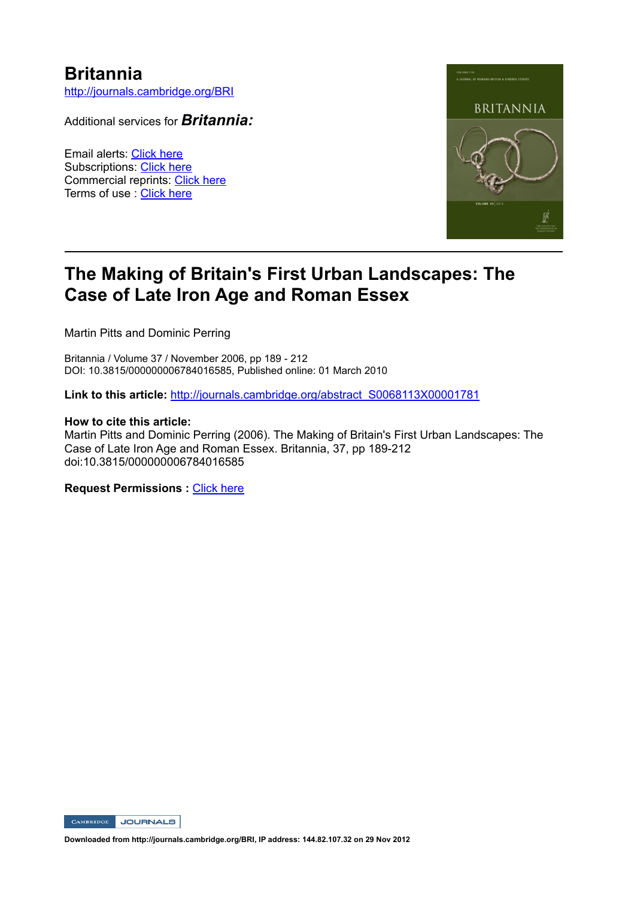# Britannia

http://journals.cambridge.org/BRI

Additional services for ***Britannia:***

Email alerts: Click here
Subscriptions: Click here
Commercial reprints: Click here
Terms of use : Click here

---

## The Making of Britain's First Urban Landscapes: The Case of Late Iron Age and Roman Essex

Martin Pitts and Dominic Perring

Britannia / Volume 37 / November 2006, pp 189 - 212
DOI: 10.3815/000000006784016585, Published online: 01 March 2010

**Link to this article:** http://journals.cambridge.org/abstract_S0068113X00001781

**How to cite this article:**
Martin Pitts and Dominic Perring (2006). The Making of Britain's First Urban Landscapes: The Case of Late Iron Age and Roman Essex. Britannia, 37, pp 189-212 doi:10.3815/000000006784016585

**Request Permissions :** Click here

Downloaded from http://journals.cambridge.org/BRI, IP address: 144.82.107.32 on 29 Nov 2012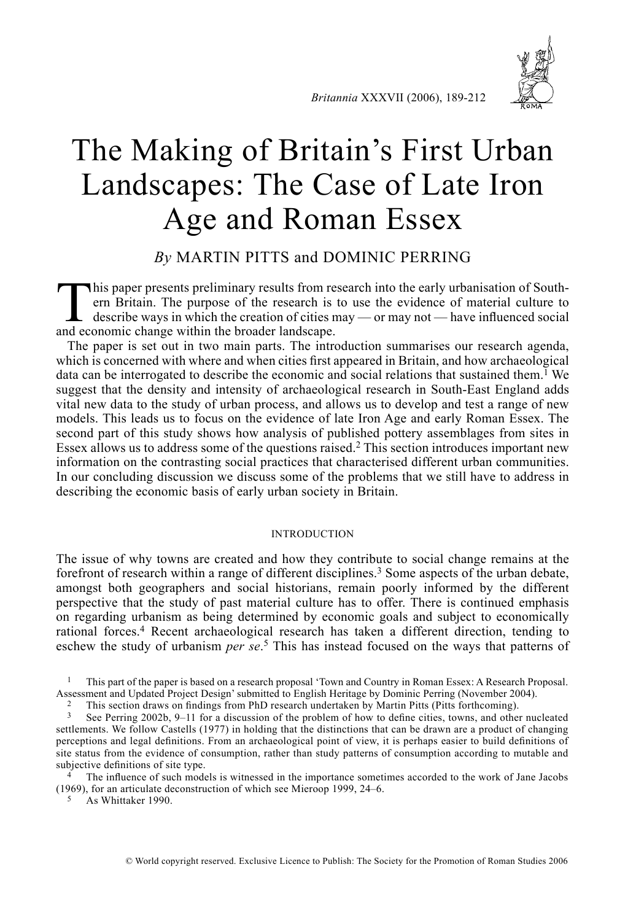# The Making of Britain's First Urban Landscapes: The Case of Late Iron Age and Roman Essex

*By* MARTIN PITTS and DOMINIC PERRING

This paper presents preliminary results from research into the early urbanisation of Southern Britain. The purpose of the research is to use the evidence of material culture to describe ways in which the creation of cities may — or may not — have influenced social and economic change within the broader landscape.

The paper is set out in two main parts. The introduction summarises our research agenda, which is concerned with where and when cities first appeared in Britain, and how archaeological data can be interrogated to describe the economic and social relations that sustained them.[1] We suggest that the density and intensity of archaeological research in South-East England adds vital new data to the study of urban process, and allows us to develop and test a range of new models. This leads us to focus on the evidence of late Iron Age and early Roman Essex. The second part of this study shows how analysis of published pottery assemblages from sites in Essex allows us to address some of the questions raised.[2] This section introduces important new information on the contrasting social practices that characterised different urban communities. In our concluding discussion we discuss some of the problems that we still have to address in describing the economic basis of early urban society in Britain.

## INTRODUCTION

The issue of why towns are created and how they contribute to social change remains at the forefront of research within a range of different disciplines.[3] Some aspects of the urban debate, amongst both geographers and social historians, remain poorly informed by the different perspective that the study of past material culture has to offer. There is continued emphasis on regarding urbanism as being determined by economic goals and subject to economically rational forces.[4] Recent archaeological research has taken a different direction, tending to eschew the study of urbanism *per se*.[5] This has instead focused on the ways that patterns of

[1] This part of the paper is based on a research proposal 'Town and Country in Roman Essex: A Research Proposal. Assessment and Updated Project Design' submitted to English Heritage by Dominic Perring (November 2004).

[2] This section draws on findings from PhD research undertaken by Martin Pitts (Pitts forthcoming).

[3] See Perring 2002b, 9–11 for a discussion of the problem of how to define cities, towns, and other nucleated settlements. We follow Castells (1977) in holding that the distinctions that can be drawn are a product of changing perceptions and legal definitions. From an archaeological point of view, it is perhaps easier to build definitions of site status from the evidence of consumption, rather than study patterns of consumption according to mutable and subjective definitions of site type.

[4] The influence of such models is witnessed in the importance sometimes accorded to the work of Jane Jacobs (1969), for an articulate deconstruction of which see Mieroop 1999, 24–6.

[5] As Whittaker 1990.

© World copyright reserved. Exclusive Licence to Publish: The Society for the Promotion of Roman Studies 2006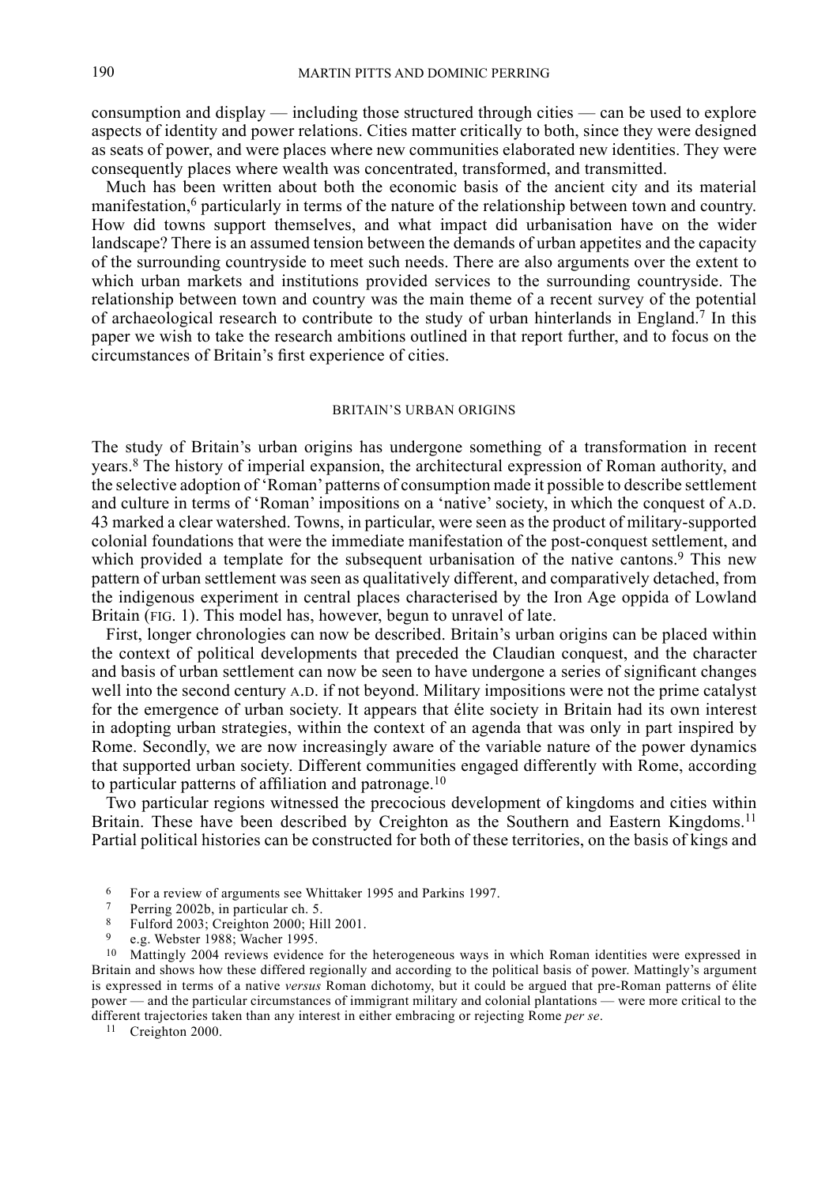consumption and display — including those structured through cities — can be used to explore aspects of identity and power relations. Cities matter critically to both, since they were designed as seats of power, and were places where new communities elaborated new identities. They were consequently places where wealth was concentrated, transformed, and transmitted.

Much has been written about both the economic basis of the ancient city and its material manifestation,[6] particularly in terms of the nature of the relationship between town and country. How did towns support themselves, and what impact did urbanisation have on the wider landscape? There is an assumed tension between the demands of urban appetites and the capacity of the surrounding countryside to meet such needs. There are also arguments over the extent to which urban markets and institutions provided services to the surrounding countryside. The relationship between town and country was the main theme of a recent survey of the potential of archaeological research to contribute to the study of urban hinterlands in England.[7] In this paper we wish to take the research ambitions outlined in that report further, and to focus on the circumstances of Britain's first experience of cities.

## BRITAIN'S URBAN ORIGINS

The study of Britain's urban origins has undergone something of a transformation in recent years.[8] The history of imperial expansion, the architectural expression of Roman authority, and the selective adoption of 'Roman' patterns of consumption made it possible to describe settlement and culture in terms of 'Roman' impositions on a 'native' society, in which the conquest of A.D. 43 marked a clear watershed. Towns, in particular, were seen as the product of military-supported colonial foundations that were the immediate manifestation of the post-conquest settlement, and which provided a template for the subsequent urbanisation of the native cantons.[9] This new pattern of urban settlement was seen as qualitatively different, and comparatively detached, from the indigenous experiment in central places characterised by the Iron Age oppida of Lowland Britain (FIG. 1). This model has, however, begun to unravel of late.

First, longer chronologies can now be described. Britain's urban origins can be placed within the context of political developments that preceded the Claudian conquest, and the character and basis of urban settlement can now be seen to have undergone a series of significant changes well into the second century A.D. if not beyond. Military impositions were not the prime catalyst for the emergence of urban society. It appears that élite society in Britain had its own interest in adopting urban strategies, within the context of an agenda that was only in part inspired by Rome. Secondly, we are now increasingly aware of the variable nature of the power dynamics that supported urban society. Different communities engaged differently with Rome, according to particular patterns of affiliation and patronage.[10]

Two particular regions witnessed the precocious development of kingdoms and cities within Britain. These have been described by Creighton as the Southern and Eastern Kingdoms.[11] Partial political histories can be constructed for both of these territories, on the basis of kings and

---

[6] For a review of arguments see Whittaker 1995 and Parkins 1997.

[7] Perring 2002b, in particular ch. 5.

[8] Fulford 2003; Creighton 2000; Hill 2001.

[9] e.g. Webster 1988; Wacher 1995.

[10] Mattingly 2004 reviews evidence for the heterogeneous ways in which Roman identities were expressed in Britain and shows how these differed regionally and according to the political basis of power. Mattingly's argument is expressed in terms of a native *versus* Roman dichotomy, but it could be argued that pre-Roman patterns of élite power — and the particular circumstances of immigrant military and colonial plantations — were more critical to the different trajectories taken than any interest in either embracing or rejecting Rome *per se*.

[11] Creighton 2000.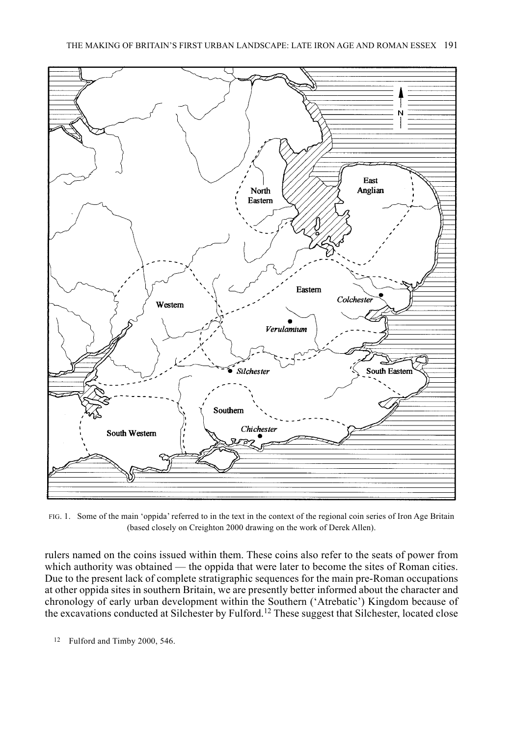North Eastern

East Anglian

Eastern

Western

Colchester

Verulamium

Silchester

South Eastern

Southern

Chichester

South Western

N

FIG. 1. Some of the main 'oppida' referred to in the text in the context of the regional coin series of Iron Age Britain (based closely on Creighton 2000 drawing on the work of Derek Allen).

rulers named on the coins issued within them. These coins also refer to the seats of power from which authority was obtained — the oppida that were later to become the sites of Roman cities. Due to the present lack of complete stratigraphic sequences for the main pre-Roman occupations at other oppida sites in southern Britain, we are presently better informed about the character and chronology of early urban development within the Southern ('Atrebatic') Kingdom because of the excavations conducted at Silchester by Fulford.[12] These suggest that Silchester, located close

[12] Fulford and Timby 2000, 546.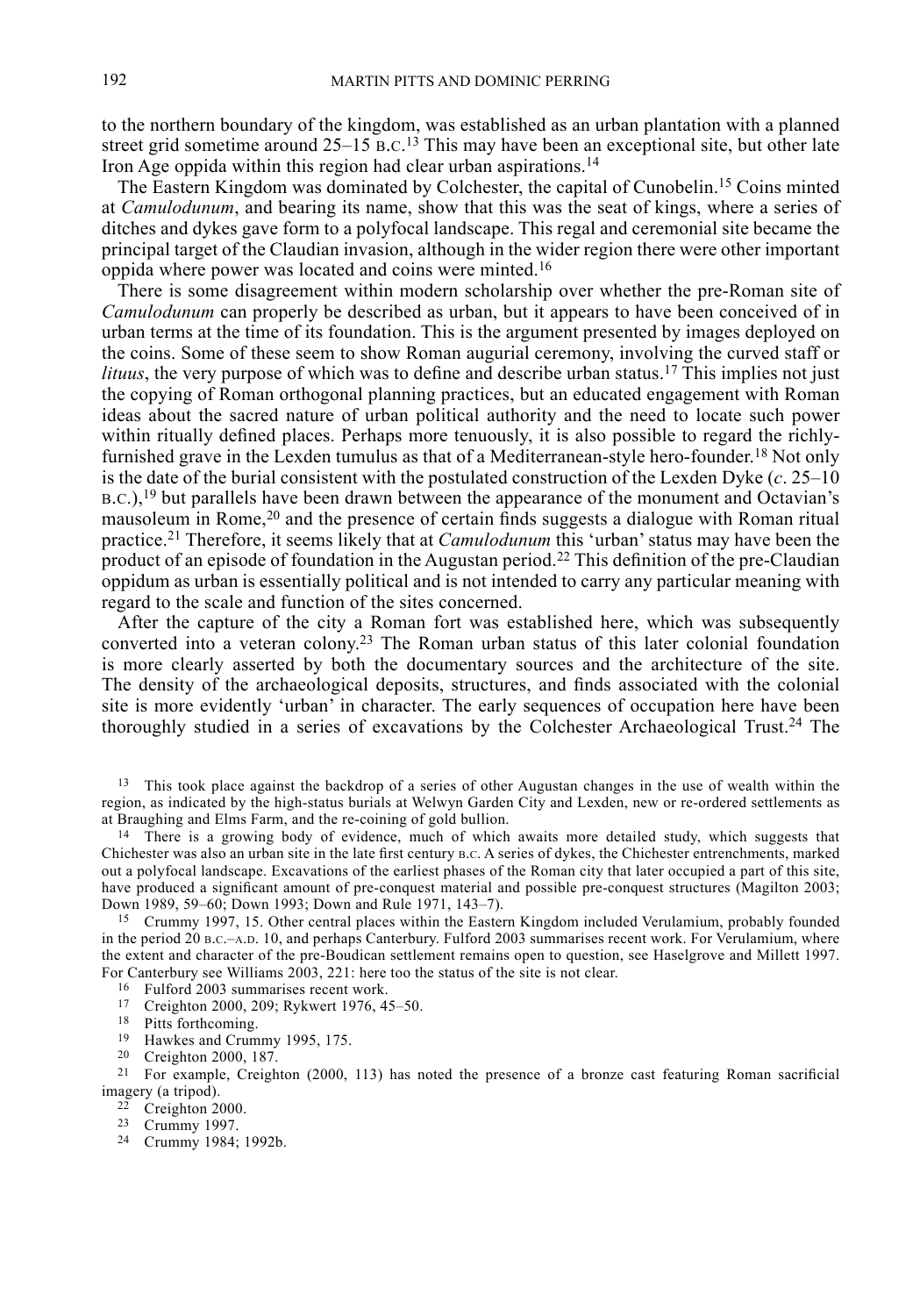to the northern boundary of the kingdom, was established as an urban plantation with a planned street grid sometime around 25–15 B.C.[13] This may have been an exceptional site, but other late Iron Age oppida within this region had clear urban aspirations.[14]

The Eastern Kingdom was dominated by Colchester, the capital of Cunobelin.[15] Coins minted at *Camulodunum*, and bearing its name, show that this was the seat of kings, where a series of ditches and dykes gave form to a polyfocal landscape. This regal and ceremonial site became the principal target of the Claudian invasion, although in the wider region there were other important oppida where power was located and coins were minted.[16]

There is some disagreement within modern scholarship over whether the pre-Roman site of *Camulodunum* can properly be described as urban, but it appears to have been conceived of in urban terms at the time of its foundation. This is the argument presented by images deployed on the coins. Some of these seem to show Roman augurial ceremony, involving the curved staff or *lituus*, the very purpose of which was to define and describe urban status.[17] This implies not just the copying of Roman orthogonal planning practices, but an educated engagement with Roman ideas about the sacred nature of urban political authority and the need to locate such power within ritually defined places. Perhaps more tenuously, it is also possible to regard the richly-furnished grave in the Lexden tumulus as that of a Mediterranean-style hero-founder.[18] Not only is the date of the burial consistent with the postulated construction of the Lexden Dyke (*c*. 25–10 B.C.),[19] but parallels have been drawn between the appearance of the monument and Octavian's mausoleum in Rome,[20] and the presence of certain finds suggests a dialogue with Roman ritual practice.[21] Therefore, it seems likely that at *Camulodunum* this 'urban' status may have been the product of an episode of foundation in the Augustan period.[22] This definition of the pre-Claudian oppidum as urban is essentially political and is not intended to carry any particular meaning with regard to the scale and function of the sites concerned.

After the capture of the city a Roman fort was established here, which was subsequently converted into a veteran colony.[23] The Roman urban status of this later colonial foundation is more clearly asserted by both the documentary sources and the architecture of the site. The density of the archaeological deposits, structures, and finds associated with the colonial site is more evidently 'urban' in character. The early sequences of occupation here have been thoroughly studied in a series of excavations by the Colchester Archaeological Trust.[24] The

[13] This took place against the backdrop of a series of other Augustan changes in the use of wealth within the region, as indicated by the high-status burials at Welwyn Garden City and Lexden, new or re-ordered settlements as at Braughing and Elms Farm, and the re-coining of gold bullion.

[14] There is a growing body of evidence, much of which awaits more detailed study, which suggests that Chichester was also an urban site in the late first century B.C. A series of dykes, the Chichester entrenchments, marked out a polyfocal landscape. Excavations of the earliest phases of the Roman city that later occupied a part of this site, have produced a significant amount of pre-conquest material and possible pre-conquest structures (Magilton 2003; Down 1989, 59–60; Down 1993; Down and Rule 1971, 143–7).

[15] Crummy 1997, 15. Other central places within the Eastern Kingdom included Verulamium, probably founded in the period 20 B.C.–A.D. 10, and perhaps Canterbury. Fulford 2003 summarises recent work. For Verulamium, where the extent and character of the pre-Boudican settlement remains open to question, see Haselgrove and Millett 1997. For Canterbury see Williams 2003, 221: here too the status of the site is not clear.

[16] Fulford 2003 summarises recent work.

[17] Creighton 2000, 209; Rykwert 1976, 45–50.

[18] Pitts forthcoming.

[19] Hawkes and Crummy 1995, 175.

[20] Creighton 2000, 187.

[21] For example, Creighton (2000, 113) has noted the presence of a bronze cast featuring Roman sacrificial imagery (a tripod).

[22] Creighton 2000.

[23] Crummy 1997.

[24] Crummy 1984; 1992b.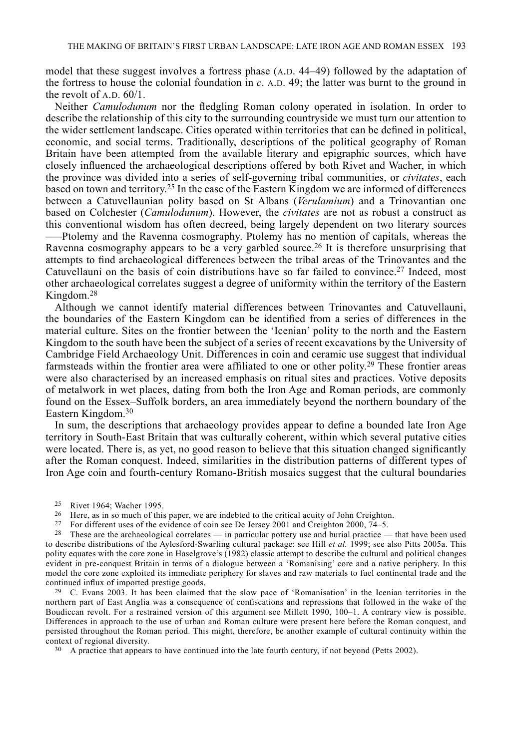model that these suggest involves a fortress phase (A.D. 44–49) followed by the adaptation of the fortress to house the colonial foundation in *c*. A.D. 49; the latter was burnt to the ground in the revolt of A.D. 60/1.

Neither *Camulodunum* nor the fledgling Roman colony operated in isolation. In order to describe the relationship of this city to the surrounding countryside we must turn our attention to the wider settlement landscape. Cities operated within territories that can be defined in political, economic, and social terms. Traditionally, descriptions of the political geography of Roman Britain have been attempted from the available literary and epigraphic sources, which have closely influenced the archaeological descriptions offered by both Rivet and Wacher, in which the province was divided into a series of self-governing tribal communities, or *civitates*, each based on town and territory.[25] In the case of the Eastern Kingdom we are informed of differences between a Catuvellaunian polity based on St Albans (*Verulamium*) and a Trinovantian one based on Colchester (*Camulodunum*). However, the *civitates* are not as robust a construct as this conventional wisdom has often decreed, being largely dependent on two literary sources —–Ptolemy and the Ravenna cosmography. Ptolemy has no mention of capitals, whereas the Ravenna cosmography appears to be a very garbled source.[26] It is therefore unsurprising that attempts to find archaeological differences between the tribal areas of the Trinovantes and the Catuvellauni on the basis of coin distributions have so far failed to convince.[27] Indeed, most other archaeological correlates suggest a degree of uniformity within the territory of the Eastern Kingdom.[28]

Although we cannot identify material differences between Trinovantes and Catuvellauni, the boundaries of the Eastern Kingdom can be identified from a series of differences in the material culture. Sites on the frontier between the 'Icenian' polity to the north and the Eastern Kingdom to the south have been the subject of a series of recent excavations by the University of Cambridge Field Archaeology Unit. Differences in coin and ceramic use suggest that individual farmsteads within the frontier area were affiliated to one or other polity.[29] These frontier areas were also characterised by an increased emphasis on ritual sites and practices. Votive deposits of metalwork in wet places, dating from both the Iron Age and Roman periods, are commonly found on the Essex–Suffolk borders, an area immediately beyond the northern boundary of the Eastern Kingdom.[30]

In sum, the descriptions that archaeology provides appear to define a bounded late Iron Age territory in South-East Britain that was culturally coherent, within which several putative cities were located. There is, as yet, no good reason to believe that this situation changed significantly after the Roman conquest. Indeed, similarities in the distribution patterns of different types of Iron Age coin and fourth-century Romano-British mosaics suggest that the cultural boundaries

[25] Rivet 1964; Wacher 1995.

[26] Here, as in so much of this paper, we are indebted to the critical acuity of John Creighton.

[27] For different uses of the evidence of coin see De Jersey 2001 and Creighton 2000, 74–5.

[28] These are the archaeological correlates — in particular pottery use and burial practice — that have been used to describe distributions of the Aylesford-Swarling cultural package: see Hill *et al.* 1999; see also Pitts 2005a. This polity equates with the core zone in Haselgrove's (1982) classic attempt to describe the cultural and political changes evident in pre-conquest Britain in terms of a dialogue between a 'Romanising' core and a native periphery. In this model the core zone exploited its immediate periphery for slaves and raw materials to fuel continental trade and the continued influx of imported prestige goods.

[29] C. Evans 2003. It has been claimed that the slow pace of 'Romanisation' in the Icenian territories in the northern part of East Anglia was a consequence of confiscations and repressions that followed in the wake of the Boudiccan revolt. For a restrained version of this argument see Millett 1990, 100–1. A contrary view is possible. Differences in approach to the use of urban and Roman culture were present here before the Roman conquest, and persisted throughout the Roman period. This might, therefore, be another example of cultural continuity within the context of regional diversity.

[30] A practice that appears to have continued into the late fourth century, if not beyond (Petts 2002).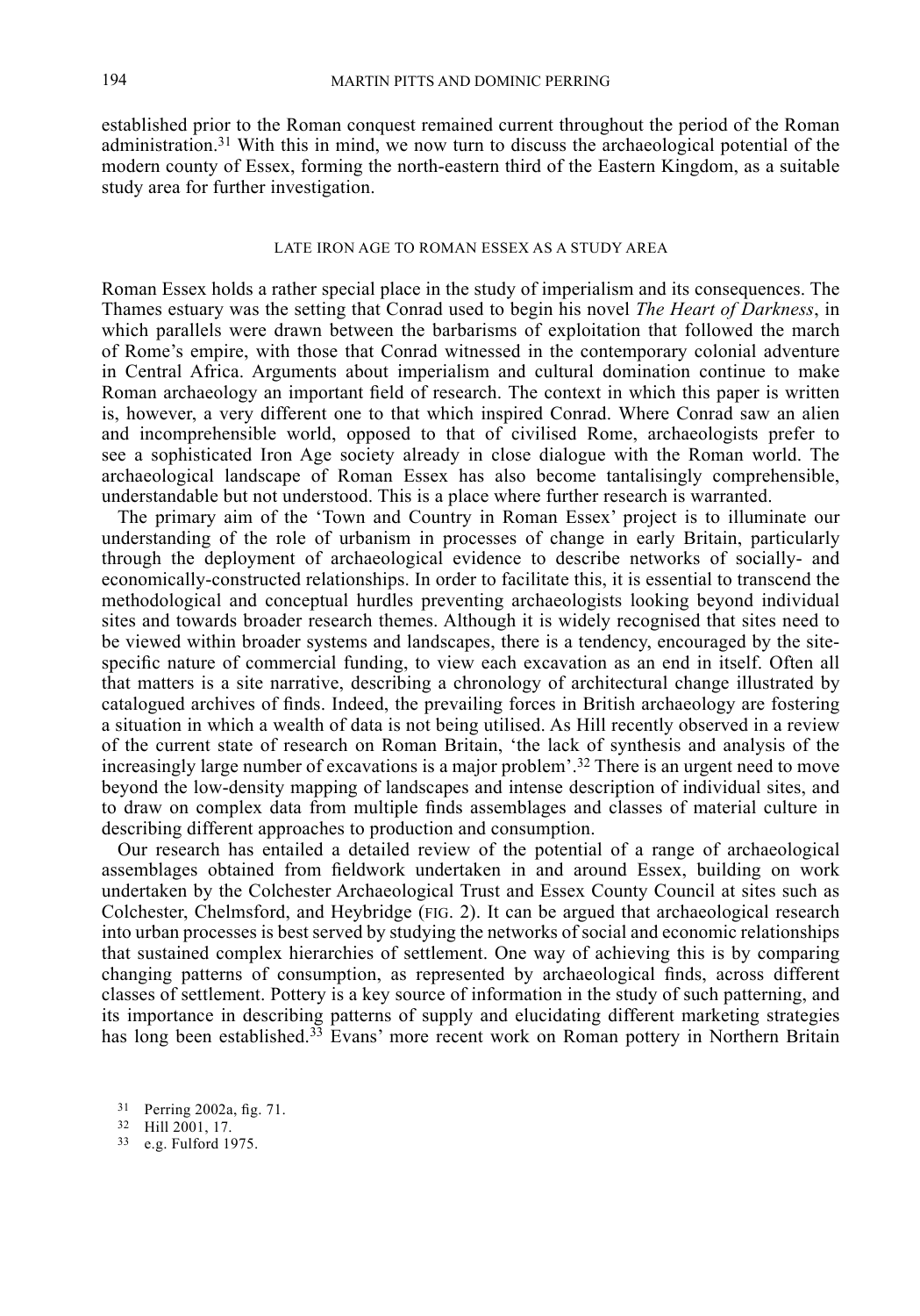established prior to the Roman conquest remained current throughout the period of the Roman administration.[31] With this in mind, we now turn to discuss the archaeological potential of the modern county of Essex, forming the north-eastern third of the Eastern Kingdom, as a suitable study area for further investigation.

## LATE IRON AGE TO ROMAN ESSEX AS A STUDY AREA

Roman Essex holds a rather special place in the study of imperialism and its consequences. The Thames estuary was the setting that Conrad used to begin his novel *The Heart of Darkness*, in which parallels were drawn between the barbarisms of exploitation that followed the march of Rome's empire, with those that Conrad witnessed in the contemporary colonial adventure in Central Africa. Arguments about imperialism and cultural domination continue to make Roman archaeology an important field of research. The context in which this paper is written is, however, a very different one to that which inspired Conrad. Where Conrad saw an alien and incomprehensible world, opposed to that of civilised Rome, archaeologists prefer to see a sophisticated Iron Age society already in close dialogue with the Roman world. The archaeological landscape of Roman Essex has also become tantalisingly comprehensible, understandable but not understood. This is a place where further research is warranted.

The primary aim of the 'Town and Country in Roman Essex' project is to illuminate our understanding of the role of urbanism in processes of change in early Britain, particularly through the deployment of archaeological evidence to describe networks of socially- and economically-constructed relationships. In order to facilitate this, it is essential to transcend the methodological and conceptual hurdles preventing archaeologists looking beyond individual sites and towards broader research themes. Although it is widely recognised that sites need to be viewed within broader systems and landscapes, there is a tendency, encouraged by the site-specific nature of commercial funding, to view each excavation as an end in itself. Often all that matters is a site narrative, describing a chronology of architectural change illustrated by catalogued archives of finds. Indeed, the prevailing forces in British archaeology are fostering a situation in which a wealth of data is not being utilised. As Hill recently observed in a review of the current state of research on Roman Britain, 'the lack of synthesis and analysis of the increasingly large number of excavations is a major problem'.[32] There is an urgent need to move beyond the low-density mapping of landscapes and intense description of individual sites, and to draw on complex data from multiple finds assemblages and classes of material culture in describing different approaches to production and consumption.

Our research has entailed a detailed review of the potential of a range of archaeological assemblages obtained from fieldwork undertaken in and around Essex, building on work undertaken by the Colchester Archaeological Trust and Essex County Council at sites such as Colchester, Chelmsford, and Heybridge (FIG. 2). It can be argued that archaeological research into urban processes is best served by studying the networks of social and economic relationships that sustained complex hierarchies of settlement. One way of achieving this is by comparing changing patterns of consumption, as represented by archaeological finds, across different classes of settlement. Pottery is a key source of information in the study of such patterning, and its importance in describing patterns of supply and elucidating different marketing strategies has long been established.[33] Evans' more recent work on Roman pottery in Northern Britain

[31] Perring 2002a, fig. 71.
[32] Hill 2001, 17.
[33] e.g. Fulford 1975.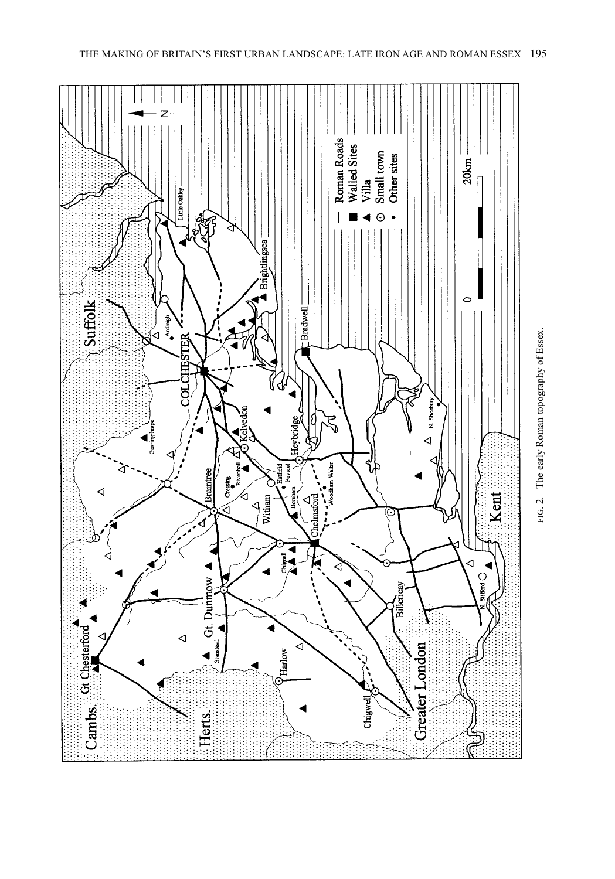Cambs.
Gt Chesterford
Herts.
Stanstead
Gt. Dunmow
Harlow
Chigwell
Greater London
Billericay
N. Stifford
Kent
Chelmsford
Chignall
Braintree
Cressing
Rivenhall
Witham
Boreham
Hatfield Peverel
Woodham Walter
Heybridge
Kelvedon
Gestingthorpe
COLCHESTER
Ardleigh
Suffolk
Little Oakley
Brightlingsea
Bradwell
N. Shoebury

Roman Roads
Walled Sites
Villa
Small town
Other sites

0
20km

N

FIG. 2. The early Roman topography of Essex.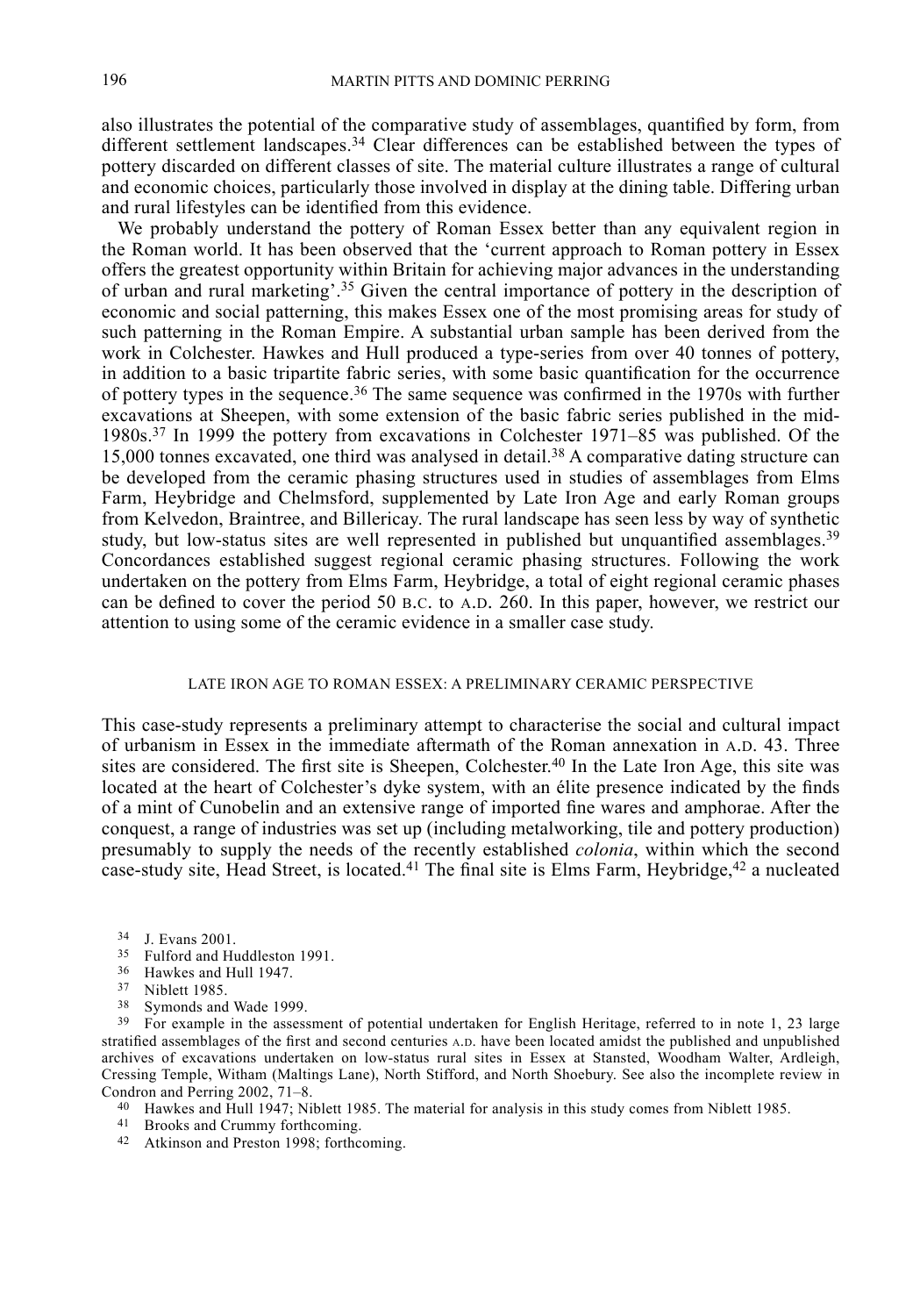also illustrates the potential of the comparative study of assemblages, quantified by form, from different settlement landscapes.[34] Clear differences can be established between the types of pottery discarded on different classes of site. The material culture illustrates a range of cultural and economic choices, particularly those involved in display at the dining table. Differing urban and rural lifestyles can be identified from this evidence.

We probably understand the pottery of Roman Essex better than any equivalent region in the Roman world. It has been observed that the 'current approach to Roman pottery in Essex offers the greatest opportunity within Britain for achieving major advances in the understanding of urban and rural marketing'.[35] Given the central importance of pottery in the description of economic and social patterning, this makes Essex one of the most promising areas for study of such patterning in the Roman Empire. A substantial urban sample has been derived from the work in Colchester. Hawkes and Hull produced a type-series from over 40 tonnes of pottery, in addition to a basic tripartite fabric series, with some basic quantification for the occurrence of pottery types in the sequence.[36] The same sequence was confirmed in the 1970s with further excavations at Sheepen, with some extension of the basic fabric series published in the mid-1980s.[37] In 1999 the pottery from excavations in Colchester 1971–85 was published. Of the 15,000 tonnes excavated, one third was analysed in detail.[38] A comparative dating structure can be developed from the ceramic phasing structures used in studies of assemblages from Elms Farm, Heybridge and Chelmsford, supplemented by Late Iron Age and early Roman groups from Kelvedon, Braintree, and Billericay. The rural landscape has seen less by way of synthetic study, but low-status sites are well represented in published but unquantified assemblages.[39] Concordances established suggest regional ceramic phasing structures. Following the work undertaken on the pottery from Elms Farm, Heybridge, a total of eight regional ceramic phases can be defined to cover the period 50 B.C. to A.D. 260. In this paper, however, we restrict our attention to using some of the ceramic evidence in a smaller case study.

## LATE IRON AGE TO ROMAN ESSEX: A PRELIMINARY CERAMIC PERSPECTIVE

This case-study represents a preliminary attempt to characterise the social and cultural impact of urbanism in Essex in the immediate aftermath of the Roman annexation in A.D. 43. Three sites are considered. The first site is Sheepen, Colchester.[40] In the Late Iron Age, this site was located at the heart of Colchester's dyke system, with an élite presence indicated by the finds of a mint of Cunobelin and an extensive range of imported fine wares and amphorae. After the conquest, a range of industries was set up (including metalworking, tile and pottery production) presumably to supply the needs of the recently established *colonia*, within which the second case-study site, Head Street, is located.[41] The final site is Elms Farm, Heybridge,[42] a nucleated

[34] J. Evans 2001.

[35] Fulford and Huddleston 1991.

[36] Hawkes and Hull 1947.

[37] Niblett 1985.

[38] Symonds and Wade 1999.

[39] For example in the assessment of potential undertaken for English Heritage, referred to in note 1, 23 large stratified assemblages of the first and second centuries A.D. have been located amidst the published and unpublished archives of excavations undertaken on low-status rural sites in Essex at Stansted, Woodham Walter, Ardleigh, Cressing Temple, Witham (Maltings Lane), North Stifford, and North Shoebury. See also the incomplete review in Condron and Perring 2002, 71–8.

[40] Hawkes and Hull 1947; Niblett 1985. The material for analysis in this study comes from Niblett 1985.

[41] Brooks and Crummy forthcoming.

[42] Atkinson and Preston 1998; forthcoming.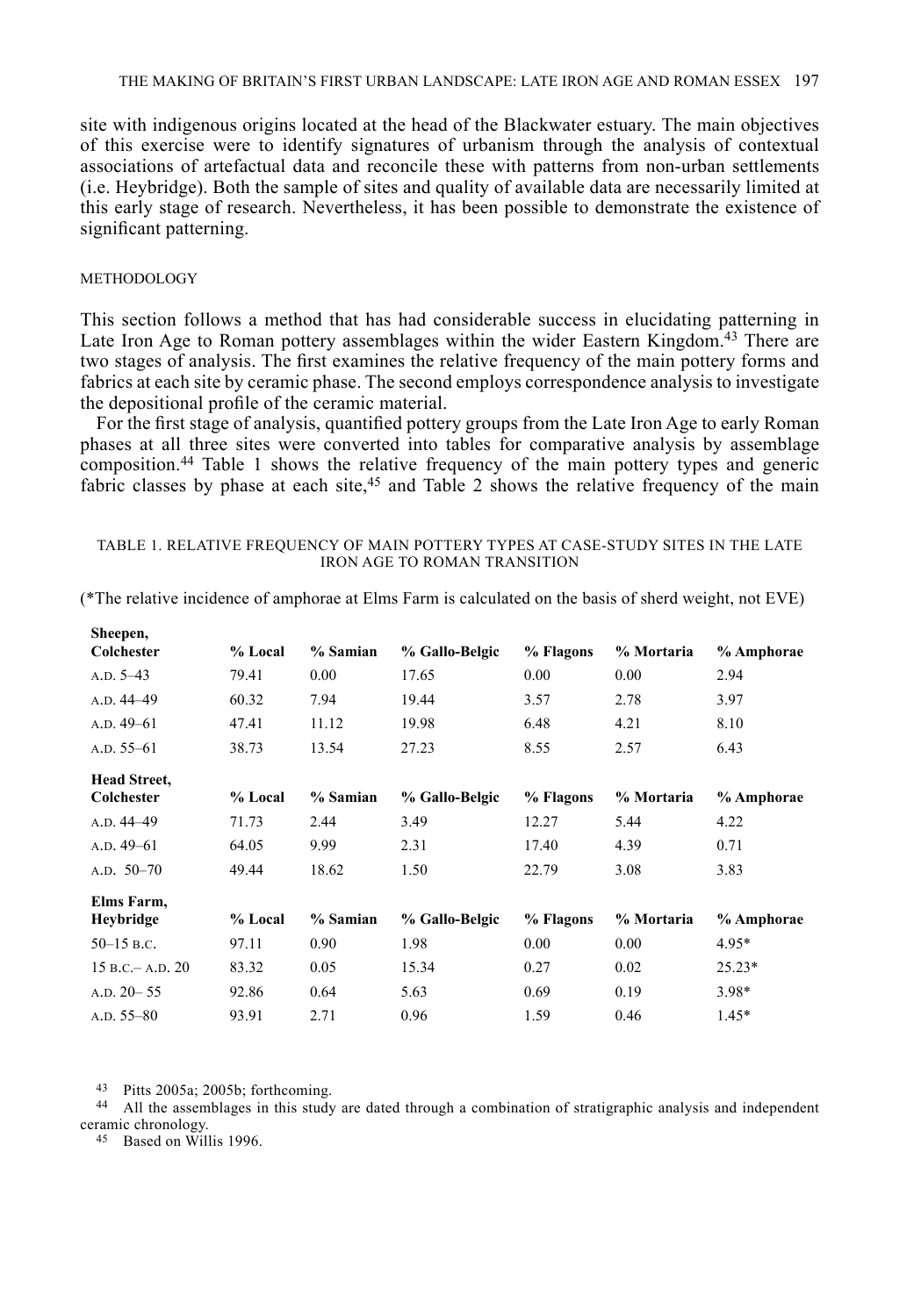site with indigenous origins located at the head of the Blackwater estuary. The main objectives of this exercise were to identify signatures of urbanism through the analysis of contextual associations of artefactual data and reconcile these with patterns from non-urban settlements (i.e. Heybridge). Both the sample of sites and quality of available data are necessarily limited at this early stage of research. Nevertheless, it has been possible to demonstrate the existence of significant patterning.

### METHODOLOGY

This section follows a method that has had considerable success in elucidating patterning in Late Iron Age to Roman pottery assemblages within the wider Eastern Kingdom.[43] There are two stages of analysis. The first examines the relative frequency of the main pottery forms and fabrics at each site by ceramic phase. The second employs correspondence analysis to investigate the depositional profile of the ceramic material.

For the first stage of analysis, quantified pottery groups from the Late Iron Age to early Roman phases at all three sites were converted into tables for comparative analysis by assemblage composition.[44] Table 1 shows the relative frequency of the main pottery types and generic fabric classes by phase at each site,[45] and Table 2 shows the relative frequency of the main

TABLE 1. RELATIVE FREQUENCY OF MAIN POTTERY TYPES AT CASE-STUDY SITES IN THE LATE IRON AGE TO ROMAN TRANSITION

(*The relative incidence of amphorae at Elms Farm is calculated on the basis of sherd weight, not EVE)

| **Sheepen, Colchester** | **% Local** | **% Samian** | **% Gallo-Belgic** | **% Flagons** | **% Mortaria** | **% Amphorae** |
|---|---|---|---|---|---|---|
| A.D. 5–43 | 79.41 | 0.00 | 17.65 | 0.00 | 0.00 | 2.94 |
| A.D. 44–49 | 60.32 | 7.94 | 19.44 | 3.57 | 2.78 | 3.97 |
| A.D. 49–61 | 47.41 | 11.12 | 19.98 | 6.48 | 4.21 | 8.10 |
| A.D. 55–61 | 38.73 | 13.54 | 27.23 | 8.55 | 2.57 | 6.43 |
| **Head Street, Colchester** | **% Local** | **% Samian** | **% Gallo-Belgic** | **% Flagons** | **% Mortaria** | **% Amphorae** |
| A.D. 44–49 | 71.73 | 2.44 | 3.49 | 12.27 | 5.44 | 4.22 |
| A.D. 49–61 | 64.05 | 9.99 | 2.31 | 17.40 | 4.39 | 0.71 |
| A.D. 50–70 | 49.44 | 18.62 | 1.50 | 22.79 | 3.08 | 3.83 |
| **Elms Farm, Heybridge** | **% Local** | **% Samian** | **% Gallo-Belgic** | **% Flagons** | **% Mortaria** | **% Amphorae** |
| 50–15 B.C. | 97.11 | 0.90 | 1.98 | 0.00 | 0.00 | 4.95* |
| 15 B.C.– A.D. 20 | 83.32 | 0.05 | 15.34 | 0.27 | 0.02 | 25.23* |
| A.D. 20– 55 | 92.86 | 0.64 | 5.63 | 0.69 | 0.19 | 3.98* |
| A.D. 55–80 | 93.91 | 2.71 | 0.96 | 1.59 | 0.46 | 1.45* |

[43] Pitts 2005a; 2005b; forthcoming.

[44] All the assemblages in this study are dated through a combination of stratigraphic analysis and independent ceramic chronology.

[45] Based on Willis 1996.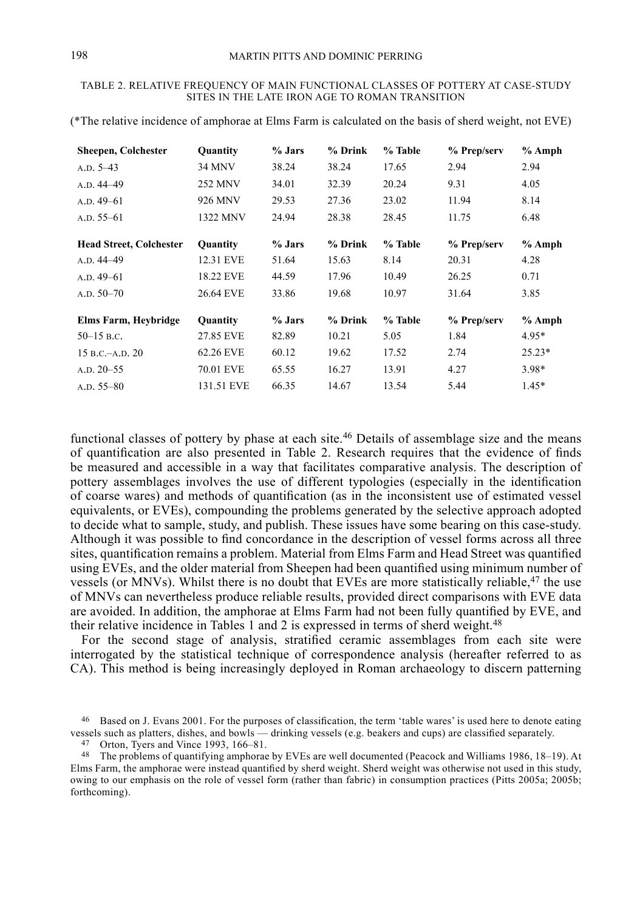TABLE 2. RELATIVE FREQUENCY OF MAIN FUNCTIONAL CLASSES OF POTTERY AT CASE-STUDY SITES IN THE LATE IRON AGE TO ROMAN TRANSITION

(*The relative incidence of amphorae at Elms Farm is calculated on the basis of sherd weight, not EVE)

| **Sheepen, Colchester** | **Quantity** | **% Jars** | **% Drink** | **% Table** | **% Prep/serv** | **% Amph** |
|---|---|---|---|---|---|---|
| A.D. 5–43 | 34 MNV | 38.24 | 38.24 | 17.65 | 2.94 | 2.94 |
| A.D. 44–49 | 252 MNV | 34.01 | 32.39 | 20.24 | 9.31 | 4.05 |
| A.D. 49–61 | 926 MNV | 29.53 | 27.36 | 23.02 | 11.94 | 8.14 |
| A.D. 55–61 | 1322 MNV | 24.94 | 28.38 | 28.45 | 11.75 | 6.48 |
| **Head Street, Colchester** | **Quantity** | **% Jars** | **% Drink** | **% Table** | **% Prep/serv** | **% Amph** |
| A.D. 44–49 | 12.31 EVE | 51.64 | 15.63 | 8.14 | 20.31 | 4.28 |
| A.D. 49–61 | 18.22 EVE | 44.59 | 17.96 | 10.49 | 26.25 | 0.71 |
| A.D. 50–70 | 26.64 EVE | 33.86 | 19.68 | 10.97 | 31.64 | 3.85 |
| **Elms Farm, Heybridge** | **Quantity** | **% Jars** | **% Drink** | **% Table** | **% Prep/serv** | **% Amph** |
| 50–15 B.C. | 27.85 EVE | 82.89 | 10.21 | 5.05 | 1.84 | 4.95* |
| 15 B.C.–A.D. 20 | 62.26 EVE | 60.12 | 19.62 | 17.52 | 2.74 | 25.23* |
| A.D. 20–55 | 70.01 EVE | 65.55 | 16.27 | 13.91 | 4.27 | 3.98* |
| A.D. 55–80 | 131.51 EVE | 66.35 | 14.67 | 13.54 | 5.44 | 1.45* |

functional classes of pottery by phase at each site.[46] Details of assemblage size and the means of quantification are also presented in Table 2. Research requires that the evidence of finds be measured and accessible in a way that facilitates comparative analysis. The description of pottery assemblages involves the use of different typologies (especially in the identification of coarse wares) and methods of quantification (as in the inconsistent use of estimated vessel equivalents, or EVEs), compounding the problems generated by the selective approach adopted to decide what to sample, study, and publish. These issues have some bearing on this case-study. Although it was possible to find concordance in the description of vessel forms across all three sites, quantification remains a problem. Material from Elms Farm and Head Street was quantified using EVEs, and the older material from Sheepen had been quantified using minimum number of vessels (or MNVs). Whilst there is no doubt that EVEs are more statistically reliable,[47] the use of MNVs can nevertheless produce reliable results, provided direct comparisons with EVE data are avoided. In addition, the amphorae at Elms Farm had not been fully quantified by EVE, and their relative incidence in Tables 1 and 2 is expressed in terms of sherd weight.[48]

For the second stage of analysis, stratified ceramic assemblages from each site were interrogated by the statistical technique of correspondence analysis (hereafter referred to as CA). This method is being increasingly deployed in Roman archaeology to discern patterning

[46] Based on J. Evans 2001. For the purposes of classification, the term 'table wares' is used here to denote eating vessels such as platters, dishes, and bowls — drinking vessels (e.g. beakers and cups) are classified separately.

[47] Orton, Tyers and Vince 1993, 166–81.

[48] The problems of quantifying amphorae by EVEs are well documented (Peacock and Williams 1986, 18–19). At Elms Farm, the amphorae were instead quantified by sherd weight. Sherd weight was otherwise not used in this study, owing to our emphasis on the role of vessel form (rather than fabric) in consumption practices (Pitts 2005a; 2005b; forthcoming).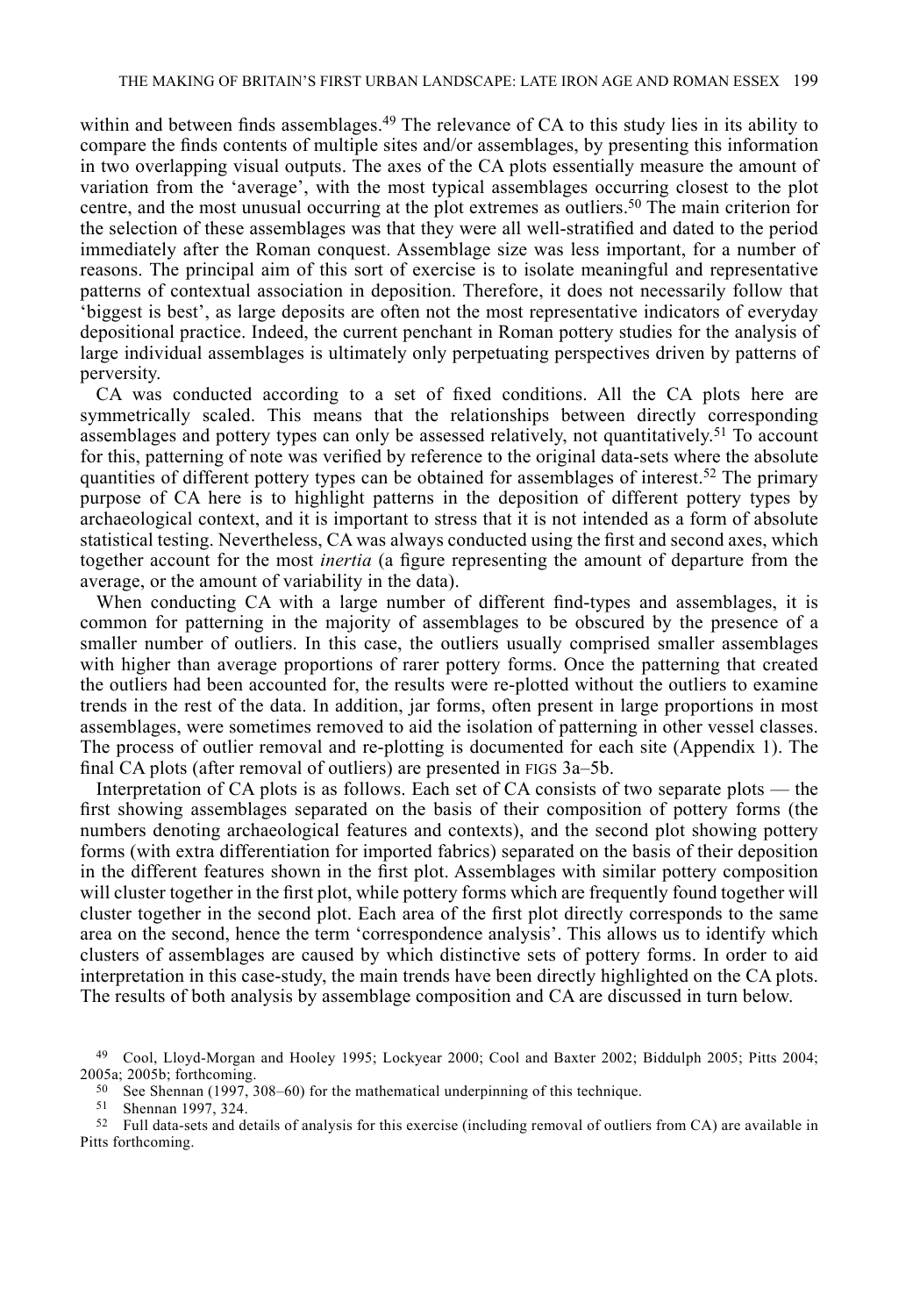within and between finds assemblages.[49] The relevance of CA to this study lies in its ability to compare the finds contents of multiple sites and/or assemblages, by presenting this information in two overlapping visual outputs. The axes of the CA plots essentially measure the amount of variation from the 'average', with the most typical assemblages occurring closest to the plot centre, and the most unusual occurring at the plot extremes as outliers.[50] The main criterion for the selection of these assemblages was that they were all well-stratified and dated to the period immediately after the Roman conquest. Assemblage size was less important, for a number of reasons. The principal aim of this sort of exercise is to isolate meaningful and representative patterns of contextual association in deposition. Therefore, it does not necessarily follow that 'biggest is best', as large deposits are often not the most representative indicators of everyday depositional practice. Indeed, the current penchant in Roman pottery studies for the analysis of large individual assemblages is ultimately only perpetuating perspectives driven by patterns of perversity.

CA was conducted according to a set of fixed conditions. All the CA plots here are symmetrically scaled. This means that the relationships between directly corresponding assemblages and pottery types can only be assessed relatively, not quantitatively.[51] To account for this, patterning of note was verified by reference to the original data-sets where the absolute quantities of different pottery types can be obtained for assemblages of interest.[52] The primary purpose of CA here is to highlight patterns in the deposition of different pottery types by archaeological context, and it is important to stress that it is not intended as a form of absolute statistical testing. Nevertheless, CA was always conducted using the first and second axes, which together account for the most *inertia* (a figure representing the amount of departure from the average, or the amount of variability in the data).

When conducting CA with a large number of different find-types and assemblages, it is common for patterning in the majority of assemblages to be obscured by the presence of a smaller number of outliers. In this case, the outliers usually comprised smaller assemblages with higher than average proportions of rarer pottery forms. Once the patterning that created the outliers had been accounted for, the results were re-plotted without the outliers to examine trends in the rest of the data. In addition, jar forms, often present in large proportions in most assemblages, were sometimes removed to aid the isolation of patterning in other vessel classes. The process of outlier removal and re-plotting is documented for each site (Appendix 1). The final CA plots (after removal of outliers) are presented in FIGS 3a–5b.

Interpretation of CA plots is as follows. Each set of CA consists of two separate plots — the first showing assemblages separated on the basis of their composition of pottery forms (the numbers denoting archaeological features and contexts), and the second plot showing pottery forms (with extra differentiation for imported fabrics) separated on the basis of their deposition in the different features shown in the first plot. Assemblages with similar pottery composition will cluster together in the first plot, while pottery forms which are frequently found together will cluster together in the second plot. Each area of the first plot directly corresponds to the same area on the second, hence the term 'correspondence analysis'. This allows us to identify which clusters of assemblages are caused by which distinctive sets of pottery forms. In order to aid interpretation in this case-study, the main trends have been directly highlighted on the CA plots. The results of both analysis by assemblage composition and CA are discussed in turn below.

[49] Cool, Lloyd-Morgan and Hooley 1995; Lockyear 2000; Cool and Baxter 2002; Biddulph 2005; Pitts 2004; 2005a; 2005b; forthcoming.

[50] See Shennan (1997, 308–60) for the mathematical underpinning of this technique.

[51] Shennan 1997, 324.

[52] Full data-sets and details of analysis for this exercise (including removal of outliers from CA) are available in Pitts forthcoming.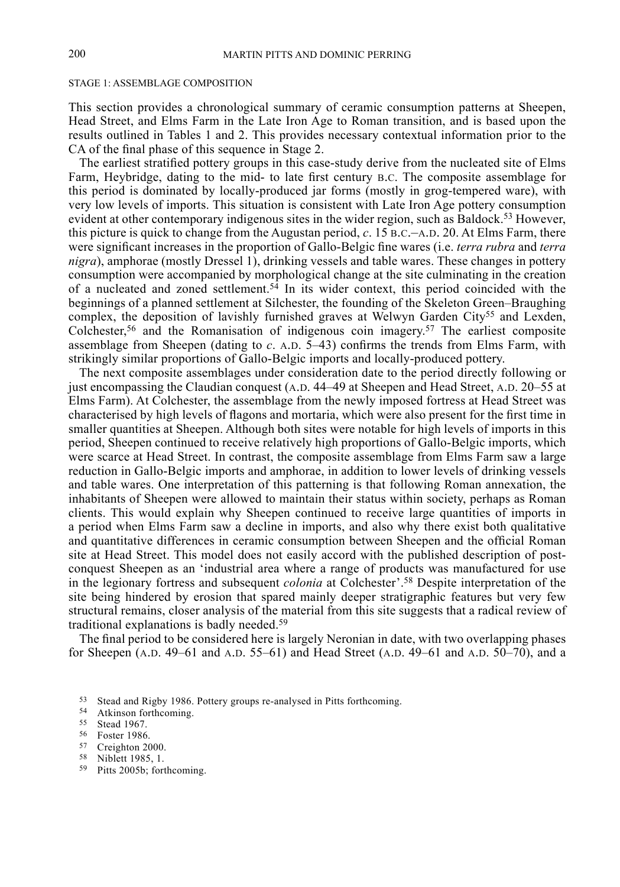STAGE 1: ASSEMBLAGE COMPOSITION

This section provides a chronological summary of ceramic consumption patterns at Sheepen, Head Street, and Elms Farm in the Late Iron Age to Roman transition, and is based upon the results outlined in Tables 1 and 2. This provides necessary contextual information prior to the CA of the final phase of this sequence in Stage 2.

The earliest stratified pottery groups in this case-study derive from the nucleated site of Elms Farm, Heybridge, dating to the mid- to late first century B.C. The composite assemblage for this period is dominated by locally-produced jar forms (mostly in grog-tempered ware), with very low levels of imports. This situation is consistent with Late Iron Age pottery consumption evident at other contemporary indigenous sites in the wider region, such as Baldock.[53] However, this picture is quick to change from the Augustan period, *c*. 15 B.C.–A.D. 20. At Elms Farm, there were significant increases in the proportion of Gallo-Belgic fine wares (i.e. *terra rubra* and *terra nigra*), amphorae (mostly Dressel 1), drinking vessels and table wares. These changes in pottery consumption were accompanied by morphological change at the site culminating in the creation of a nucleated and zoned settlement.[54] In its wider context, this period coincided with the beginnings of a planned settlement at Silchester, the founding of the Skeleton Green–Braughing complex, the deposition of lavishly furnished graves at Welwyn Garden City[55] and Lexden, Colchester,[56] and the Romanisation of indigenous coin imagery.[57] The earliest composite assemblage from Sheepen (dating to *c*. A.D. 5–43) confirms the trends from Elms Farm, with strikingly similar proportions of Gallo-Belgic imports and locally-produced pottery.

The next composite assemblages under consideration date to the period directly following or just encompassing the Claudian conquest (A.D. 44–49 at Sheepen and Head Street, A.D. 20–55 at Elms Farm). At Colchester, the assemblage from the newly imposed fortress at Head Street was characterised by high levels of flagons and mortaria, which were also present for the first time in smaller quantities at Sheepen. Although both sites were notable for high levels of imports in this period, Sheepen continued to receive relatively high proportions of Gallo-Belgic imports, which were scarce at Head Street. In contrast, the composite assemblage from Elms Farm saw a large reduction in Gallo-Belgic imports and amphorae, in addition to lower levels of drinking vessels and table wares. One interpretation of this patterning is that following Roman annexation, the inhabitants of Sheepen were allowed to maintain their status within society, perhaps as Roman clients. This would explain why Sheepen continued to receive large quantities of imports in a period when Elms Farm saw a decline in imports, and also why there exist both qualitative and quantitative differences in ceramic consumption between Sheepen and the official Roman site at Head Street. This model does not easily accord with the published description of post-conquest Sheepen as an 'industrial area where a range of products was manufactured for use in the legionary fortress and subsequent *colonia* at Colchester'.[58] Despite interpretation of the site being hindered by erosion that spared mainly deeper stratigraphic features but very few structural remains, closer analysis of the material from this site suggests that a radical review of traditional explanations is badly needed.[59]

The final period to be considered here is largely Neronian in date, with two overlapping phases for Sheepen (A.D. 49–61 and A.D. 55–61) and Head Street (A.D. 49–61 and A.D. 50–70), and a

53 Stead and Rigby 1986. Pottery groups re-analysed in Pitts forthcoming.

54 Atkinson forthcoming.

55 Stead 1967.

56 Foster 1986.

57 Creighton 2000.

58 Niblett 1985, 1.

59 Pitts 2005b; forthcoming.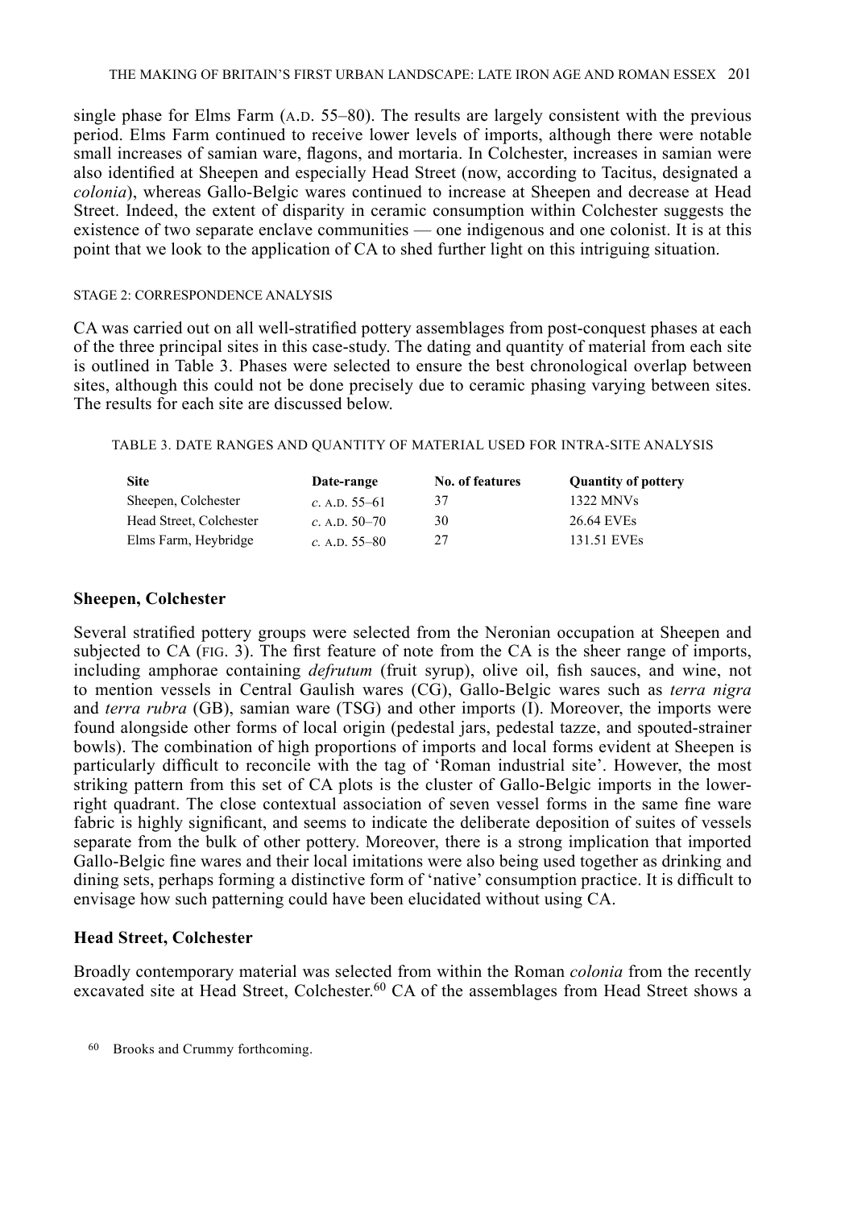single phase for Elms Farm (A.D. 55–80). The results are largely consistent with the previous period. Elms Farm continued to receive lower levels of imports, although there were notable small increases of samian ware, flagons, and mortaria. In Colchester, increases in samian were also identified at Sheepen and especially Head Street (now, according to Tacitus, designated a *colonia*), whereas Gallo-Belgic wares continued to increase at Sheepen and decrease at Head Street. Indeed, the extent of disparity in ceramic consumption within Colchester suggests the existence of two separate enclave communities — one indigenous and one colonist. It is at this point that we look to the application of CA to shed further light on this intriguing situation.

STAGE 2: CORRESPONDENCE ANALYSIS

CA was carried out on all well-stratified pottery assemblages from post-conquest phases at each of the three principal sites in this case-study. The dating and quantity of material from each site is outlined in Table 3. Phases were selected to ensure the best chronological overlap between sites, although this could not be done precisely due to ceramic phasing varying between sites. The results for each site are discussed below.

TABLE 3. DATE RANGES AND QUANTITY OF MATERIAL USED FOR INTRA-SITE ANALYSIS

| Site | Date-range | No. of features | Quantity of pottery |
| --- | --- | --- | --- |
| Sheepen, Colchester | *c.* A.D. 55–61 | 37 | 1322 MNVs |
| Head Street, Colchester | *c.* A.D. 50–70 | 30 | 26.64 EVEs |
| Elms Farm, Heybridge | *c.* A.D. 55–80 | 27 | 131.51 EVEs |

## Sheepen, Colchester

Several stratified pottery groups were selected from the Neronian occupation at Sheepen and subjected to CA (FIG. 3). The first feature of note from the CA is the sheer range of imports, including amphorae containing *defrutum* (fruit syrup), olive oil, fish sauces, and wine, not to mention vessels in Central Gaulish wares (CG), Gallo-Belgic wares such as *terra nigra* and *terra rubra* (GB), samian ware (TSG) and other imports (I). Moreover, the imports were found alongside other forms of local origin (pedestal jars, pedestal tazze, and spouted-strainer bowls). The combination of high proportions of imports and local forms evident at Sheepen is particularly difficult to reconcile with the tag of 'Roman industrial site'. However, the most striking pattern from this set of CA plots is the cluster of Gallo-Belgic imports in the lower-right quadrant. The close contextual association of seven vessel forms in the same fine ware fabric is highly significant, and seems to indicate the deliberate deposition of suites of vessels separate from the bulk of other pottery. Moreover, there is a strong implication that imported Gallo-Belgic fine wares and their local imitations were also being used together as drinking and dining sets, perhaps forming a distinctive form of 'native' consumption practice. It is difficult to envisage how such patterning could have been elucidated without using CA.

## Head Street, Colchester

Broadly contemporary material was selected from within the Roman *colonia* from the recently excavated site at Head Street, Colchester.[60] CA of the assemblages from Head Street shows a

[60] Brooks and Crummy forthcoming.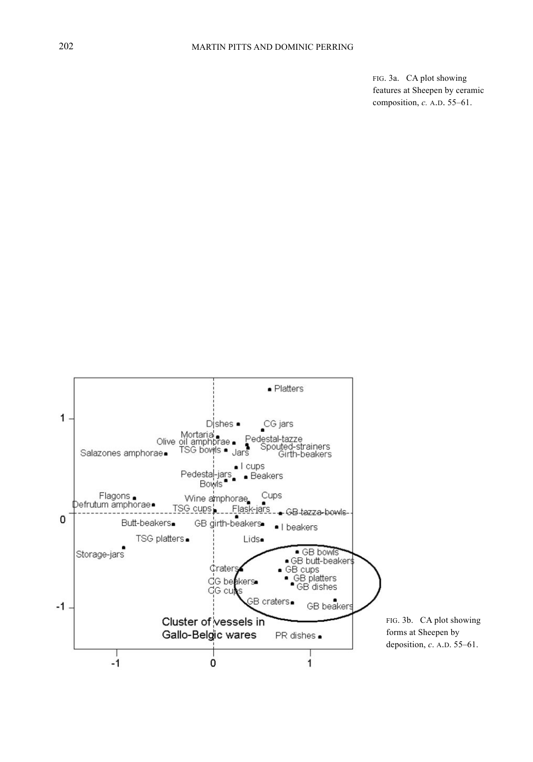FIG. 3a. CA plot showing features at Sheepen by ceramic composition, *c.* A.D. 55–61.

Platters
Dishes
CG jars
Mortaria
Olive oil amphorae
Pedestal-tazze
Spouted-strainers
Salazones amphorae
TSG bowls
Jars
Girth-beakers
I cups
Pedestal-jars
Beakers
Bowls
Flagons
Wine amphorae
Cups
Defrutum amphorae
TSG cups
Flask-jars
GB tazza-bowls
Butt-beakers
GB girth-beakers
I beakers
TSG platters
Lids
Storage-jars
GB bowls
GB butt-beakers
Craters
GB cups
GB platters
CG beakers
GB dishes
CG cups
GB craters
GB beakers
Cluster of vessels in Gallo-Belgic wares
PR dishes
1
0
-1
-1
0
1

FIG. 3b. CA plot showing forms at Sheepen by deposition, *c.* A.D. 55–61.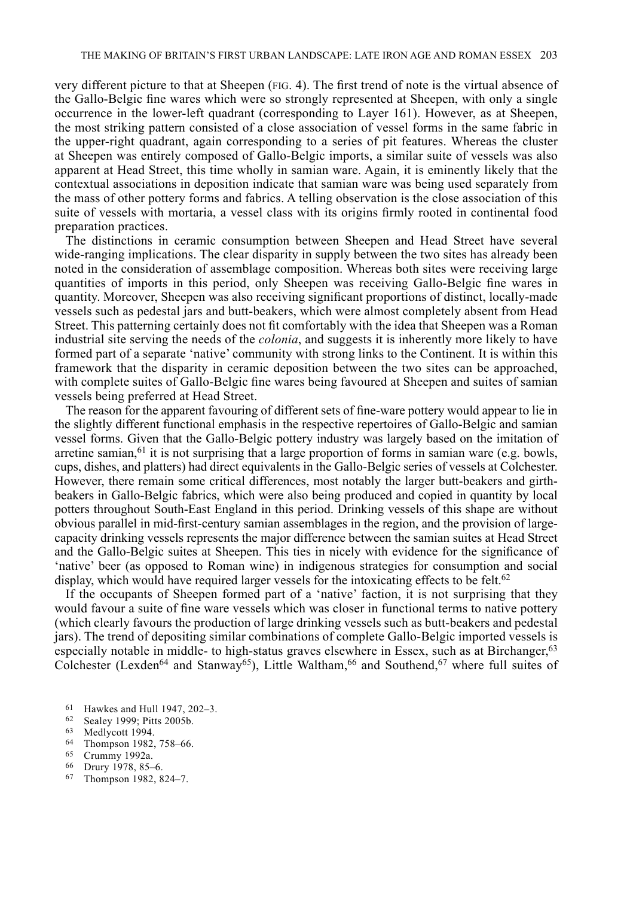very different picture to that at Sheepen (FIG. 4). The first trend of note is the virtual absence of the Gallo-Belgic fine wares which were so strongly represented at Sheepen, with only a single occurrence in the lower-left quadrant (corresponding to Layer 161). However, as at Sheepen, the most striking pattern consisted of a close association of vessel forms in the same fabric in the upper-right quadrant, again corresponding to a series of pit features. Whereas the cluster at Sheepen was entirely composed of Gallo-Belgic imports, a similar suite of vessels was also apparent at Head Street, this time wholly in samian ware. Again, it is eminently likely that the contextual associations in deposition indicate that samian ware was being used separately from the mass of other pottery forms and fabrics. A telling observation is the close association of this suite of vessels with mortaria, a vessel class with its origins firmly rooted in continental food preparation practices.

The distinctions in ceramic consumption between Sheepen and Head Street have several wide-ranging implications. The clear disparity in supply between the two sites has already been noted in the consideration of assemblage composition. Whereas both sites were receiving large quantities of imports in this period, only Sheepen was receiving Gallo-Belgic fine wares in quantity. Moreover, Sheepen was also receiving significant proportions of distinct, locally-made vessels such as pedestal jars and butt-beakers, which were almost completely absent from Head Street. This patterning certainly does not fit comfortably with the idea that Sheepen was a Roman industrial site serving the needs of the *colonia*, and suggests it is inherently more likely to have formed part of a separate 'native' community with strong links to the Continent. It is within this framework that the disparity in ceramic deposition between the two sites can be approached, with complete suites of Gallo-Belgic fine wares being favoured at Sheepen and suites of samian vessels being preferred at Head Street.

The reason for the apparent favouring of different sets of fine-ware pottery would appear to lie in the slightly different functional emphasis in the respective repertoires of Gallo-Belgic and samian vessel forms. Given that the Gallo-Belgic pottery industry was largely based on the imitation of arretine samian,[61] it is not surprising that a large proportion of forms in samian ware (e.g. bowls, cups, dishes, and platters) had direct equivalents in the Gallo-Belgic series of vessels at Colchester. However, there remain some critical differences, most notably the larger butt-beakers and girth-beakers in Gallo-Belgic fabrics, which were also being produced and copied in quantity by local potters throughout South-East England in this period. Drinking vessels of this shape are without obvious parallel in mid-first-century samian assemblages in the region, and the provision of large-capacity drinking vessels represents the major difference between the samian suites at Head Street and the Gallo-Belgic suites at Sheepen. This ties in nicely with evidence for the significance of 'native' beer (as opposed to Roman wine) in indigenous strategies for consumption and social display, which would have required larger vessels for the intoxicating effects to be felt.[62]

If the occupants of Sheepen formed part of a 'native' faction, it is not surprising that they would favour a suite of fine ware vessels which was closer in functional terms to native pottery (which clearly favours the production of large drinking vessels such as butt-beakers and pedestal jars). The trend of depositing similar combinations of complete Gallo-Belgic imported vessels is especially notable in middle- to high-status graves elsewhere in Essex, such as at Birchanger,[63] Colchester (Lexden[64] and Stanway[65]), Little Waltham,[66] and Southend,[67] where full suites of

[61] Hawkes and Hull 1947, 202–3.
[62] Sealey 1999; Pitts 2005b.
[63] Medlycott 1994.
[64] Thompson 1982, 758–66.
[65] Crummy 1992a.
[66] Drury 1978, 85–6.
[67] Thompson 1982, 824–7.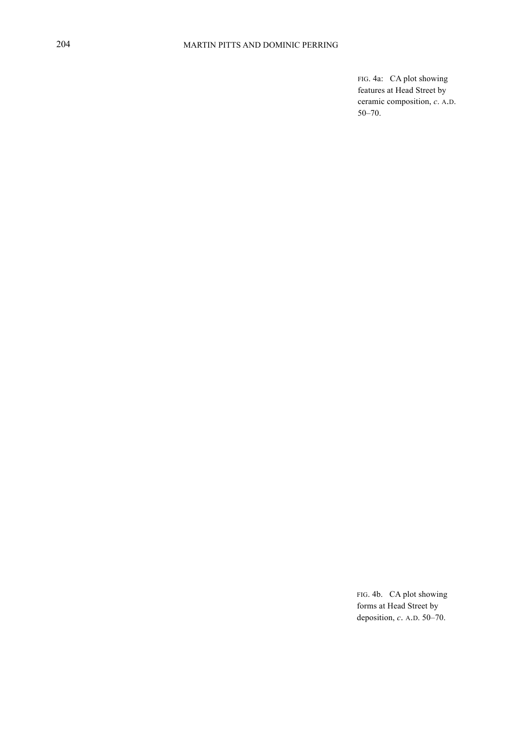FIG. 4a: CA plot showing features at Head Street by ceramic composition, *c*. A.D. 50–70.

FIG. 4b. CA plot showing forms at Head Street by deposition, *c*. A.D. 50–70.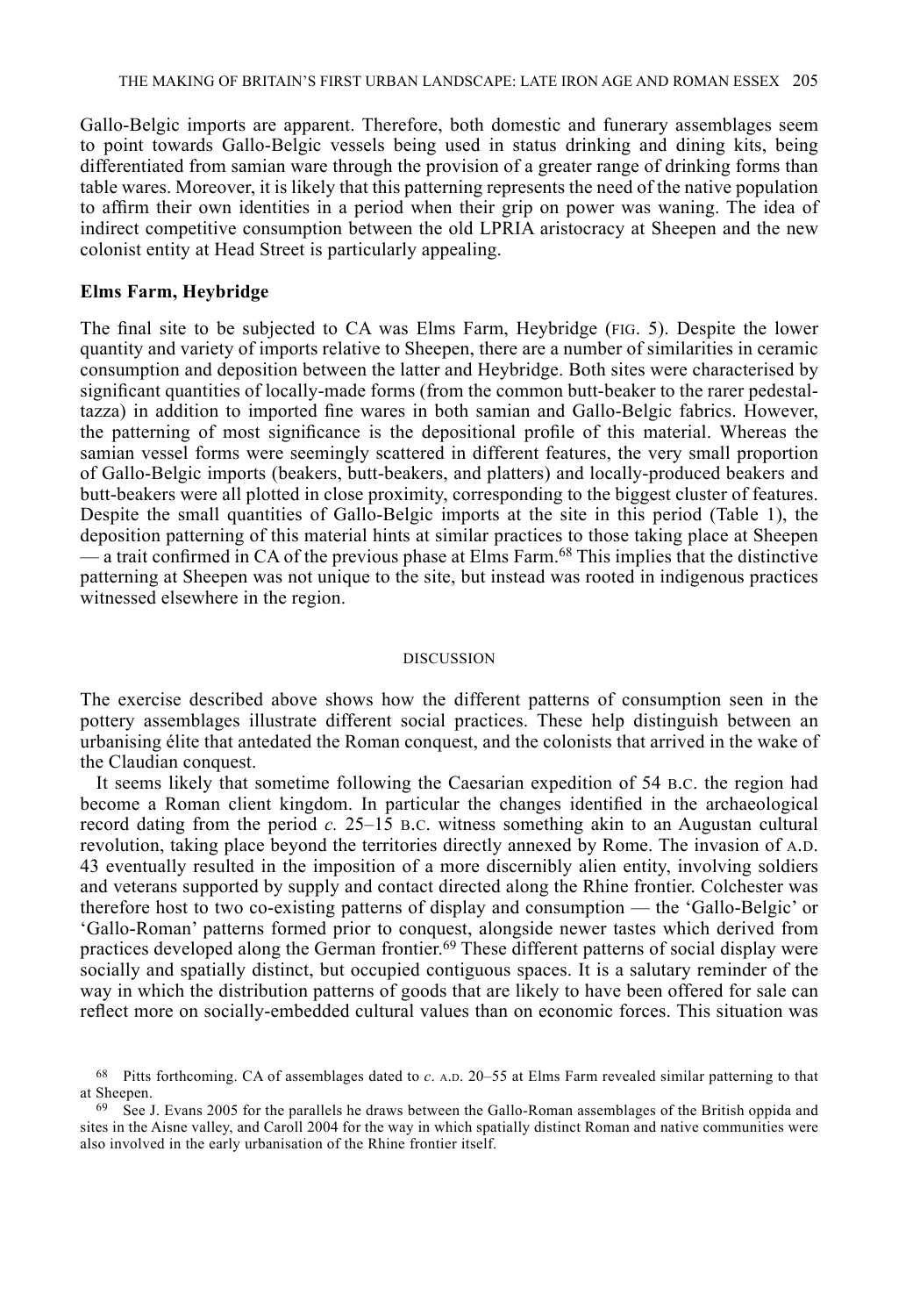Gallo-Belgic imports are apparent. Therefore, both domestic and funerary assemblages seem to point towards Gallo-Belgic vessels being used in status drinking and dining kits, being differentiated from samian ware through the provision of a greater range of drinking forms than table wares. Moreover, it is likely that this patterning represents the need of the native population to affirm their own identities in a period when their grip on power was waning. The idea of indirect competitive consumption between the old LPRIA aristocracy at Sheepen and the new colonist entity at Head Street is particularly appealing.

### Elms Farm, Heybridge

The final site to be subjected to CA was Elms Farm, Heybridge (FIG. 5). Despite the lower quantity and variety of imports relative to Sheepen, there are a number of similarities in ceramic consumption and deposition between the latter and Heybridge. Both sites were characterised by significant quantities of locally-made forms (from the common butt-beaker to the rarer pedestal-tazza) in addition to imported fine wares in both samian and Gallo-Belgic fabrics. However, the patterning of most significance is the depositional profile of this material. Whereas the samian vessel forms were seemingly scattered in different features, the very small proportion of Gallo-Belgic imports (beakers, butt-beakers, and platters) and locally-produced beakers and butt-beakers were all plotted in close proximity, corresponding to the biggest cluster of features. Despite the small quantities of Gallo-Belgic imports at the site in this period (Table 1), the deposition patterning of this material hints at similar practices to those taking place at Sheepen — a trait confirmed in CA of the previous phase at Elms Farm.[68] This implies that the distinctive patterning at Sheepen was not unique to the site, but instead was rooted in indigenous practices witnessed elsewhere in the region.

## DISCUSSION

The exercise described above shows how the different patterns of consumption seen in the pottery assemblages illustrate different social practices. These help distinguish between an urbanising élite that antedated the Roman conquest, and the colonists that arrived in the wake of the Claudian conquest.

It seems likely that sometime following the Caesarian expedition of 54 B.C. the region had become a Roman client kingdom. In particular the changes identified in the archaeological record dating from the period *c.* 25–15 B.C. witness something akin to an Augustan cultural revolution, taking place beyond the territories directly annexed by Rome. The invasion of A.D. 43 eventually resulted in the imposition of a more discernibly alien entity, involving soldiers and veterans supported by supply and contact directed along the Rhine frontier. Colchester was therefore host to two co-existing patterns of display and consumption — the 'Gallo-Belgic' or 'Gallo-Roman' patterns formed prior to conquest, alongside newer tastes which derived from practices developed along the German frontier.[69] These different patterns of social display were socially and spatially distinct, but occupied contiguous spaces. It is a salutary reminder of the way in which the distribution patterns of goods that are likely to have been offered for sale can reflect more on socially-embedded cultural values than on economic forces. This situation was

---

[68] Pitts forthcoming. CA of assemblages dated to *c.* A.D. 20–55 at Elms Farm revealed similar patterning to that at Sheepen.

[69] See J. Evans 2005 for the parallels he draws between the Gallo-Roman assemblages of the British oppida and sites in the Aisne valley, and Caroll 2004 for the way in which spatially distinct Roman and native communities were also involved in the early urbanisation of the Rhine frontier itself.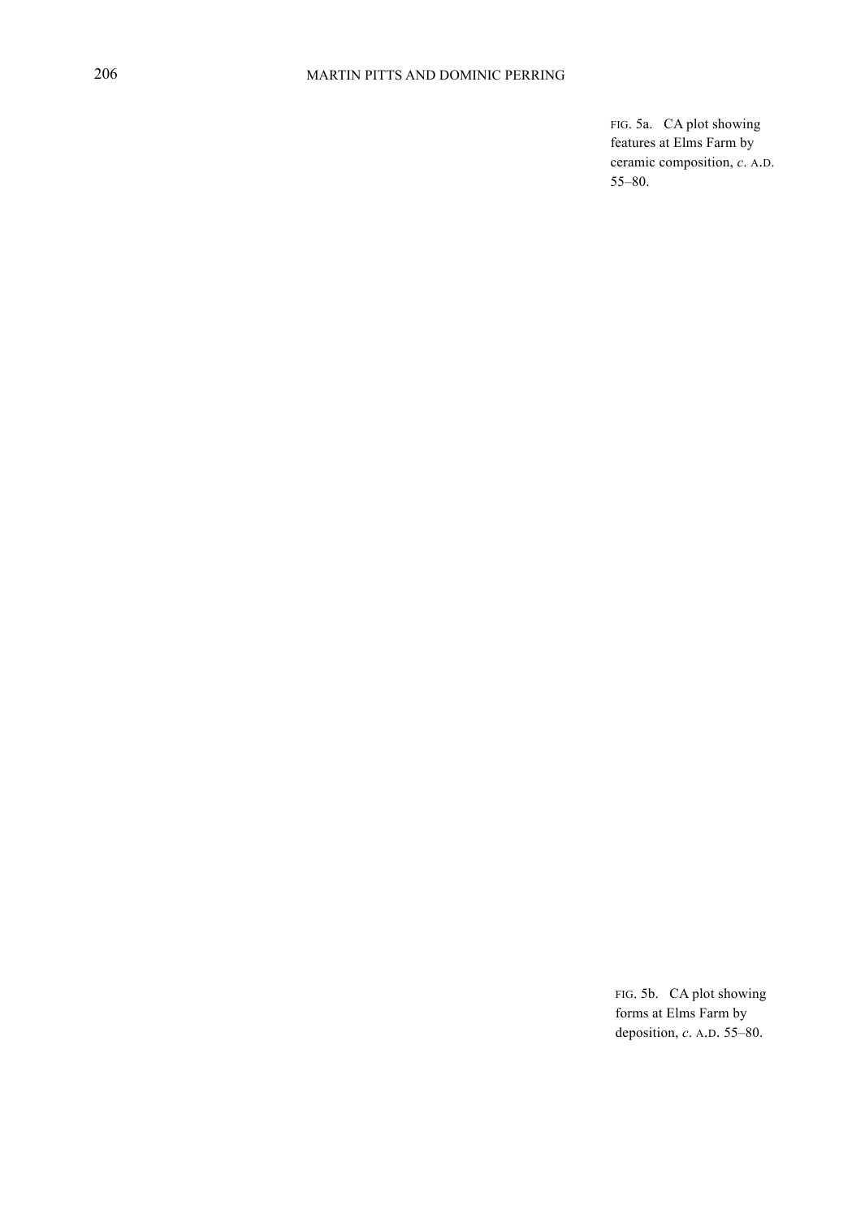FIG. 5a. CA plot showing features at Elms Farm by ceramic composition, *c*. A.D. 55–80.

FIG. 5b. CA plot showing forms at Elms Farm by deposition, *c*. A.D. 55–80.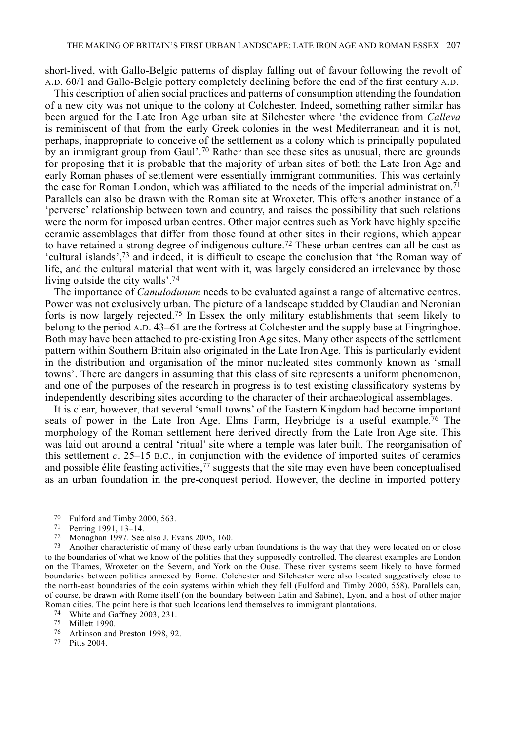short-lived, with Gallo-Belgic patterns of display falling out of favour following the revolt of A.D. 60/1 and Gallo-Belgic pottery completely declining before the end of the first century A.D.

This description of alien social practices and patterns of consumption attending the foundation of a new city was not unique to the colony at Colchester. Indeed, something rather similar has been argued for the Late Iron Age urban site at Silchester where 'the evidence from *Calleva* is reminiscent of that from the early Greek colonies in the west Mediterranean and it is not, perhaps, inappropriate to conceive of the settlement as a colony which is principally populated by an immigrant group from Gaul'.[70] Rather than see these sites as unusual, there are grounds for proposing that it is probable that the majority of urban sites of both the Late Iron Age and early Roman phases of settlement were essentially immigrant communities. This was certainly the case for Roman London, which was affiliated to the needs of the imperial administration.[71] Parallels can also be drawn with the Roman site at Wroxeter. This offers another instance of a 'perverse' relationship between town and country, and raises the possibility that such relations were the norm for imposed urban centres. Other major centres such as York have highly specific ceramic assemblages that differ from those found at other sites in their regions, which appear to have retained a strong degree of indigenous culture.[72] These urban centres can all be cast as 'cultural islands',[73] and indeed, it is difficult to escape the conclusion that 'the Roman way of life, and the cultural material that went with it, was largely considered an irrelevance by those living outside the city walls'.[74]

The importance of *Camulodunum* needs to be evaluated against a range of alternative centres. Power was not exclusively urban. The picture of a landscape studded by Claudian and Neronian forts is now largely rejected.[75] In Essex the only military establishments that seem likely to belong to the period A.D. 43–61 are the fortress at Colchester and the supply base at Fingringhoe. Both may have been attached to pre-existing Iron Age sites. Many other aspects of the settlement pattern within Southern Britain also originated in the Late Iron Age. This is particularly evident in the distribution and organisation of the minor nucleated sites commonly known as 'small towns'. There are dangers in assuming that this class of site represents a uniform phenomenon, and one of the purposes of the research in progress is to test existing classificatory systems by independently describing sites according to the character of their archaeological assemblages.

It is clear, however, that several 'small towns' of the Eastern Kingdom had become important seats of power in the Late Iron Age. Elms Farm, Heybridge is a useful example.[76] The morphology of the Roman settlement here derived directly from the Late Iron Age site. This was laid out around a central 'ritual' site where a temple was later built. The reorganisation of this settlement *c*. 25–15 B.C., in conjunction with the evidence of imported suites of ceramics and possible élite feasting activities,[77] suggests that the site may even have been conceptualised as an urban foundation in the pre-conquest period. However, the decline in imported pottery

70 Fulford and Timby 2000, 563.

71 Perring 1991, 13–14.

72 Monaghan 1997. See also J. Evans 2005, 160.

73 Another characteristic of many of these early urban foundations is the way that they were located on or close to the boundaries of what we know of the polities that they supposedly controlled. The clearest examples are London on the Thames, Wroxeter on the Severn, and York on the Ouse. These river systems seem likely to have formed boundaries between polities annexed by Rome. Colchester and Silchester were also located suggestively close to the north-east boundaries of the coin systems within which they fell (Fulford and Timby 2000, 558). Parallels can, of course, be drawn with Rome itself (on the boundary between Latin and Sabine), Lyon, and a host of other major Roman cities. The point here is that such locations lend themselves to immigrant plantations.

74 White and Gaffney 2003, 231.

75 Millett 1990.

76 Atkinson and Preston 1998, 92.

77 Pitts 2004.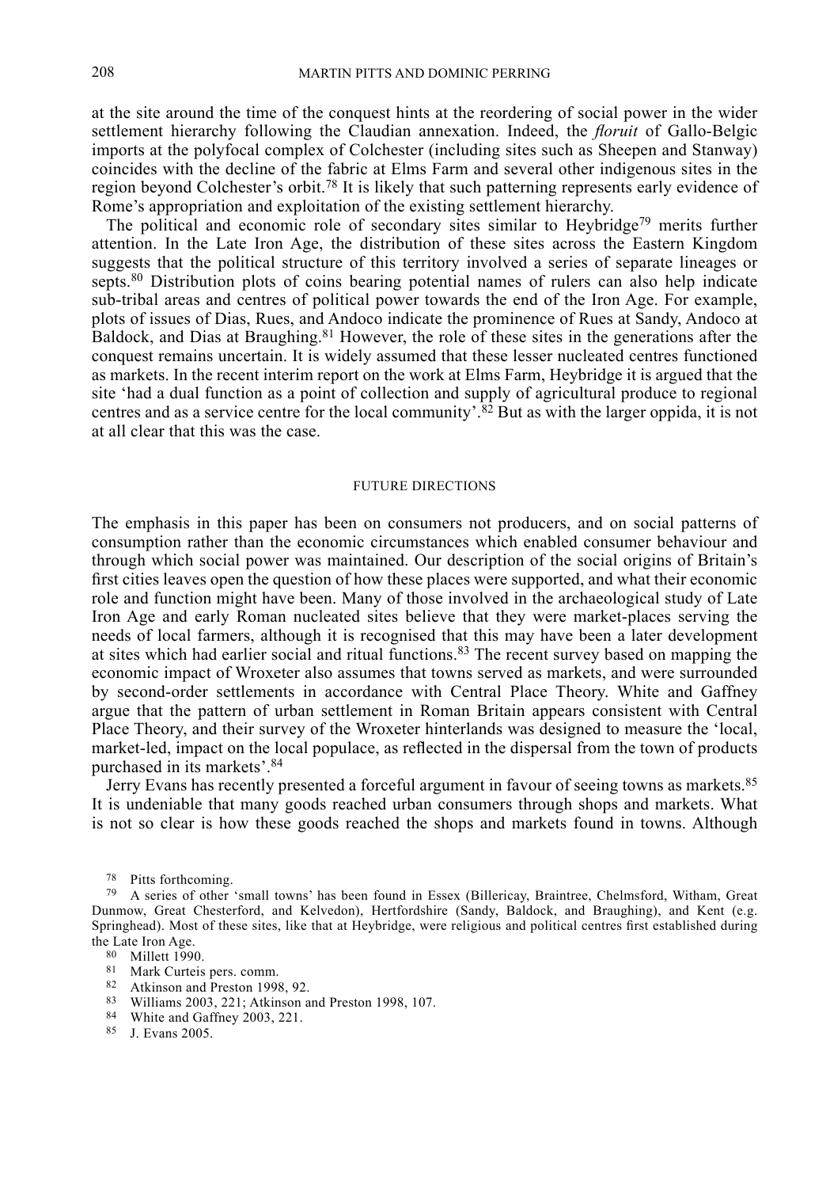at the site around the time of the conquest hints at the reordering of social power in the wider settlement hierarchy following the Claudian annexation. Indeed, the *floruit* of Gallo-Belgic imports at the polyfocal complex of Colchester (including sites such as Sheepen and Stanway) coincides with the decline of the fabric at Elms Farm and several other indigenous sites in the region beyond Colchester's orbit.[78] It is likely that such patterning represents early evidence of Rome's appropriation and exploitation of the existing settlement hierarchy.

The political and economic role of secondary sites similar to Heybridge[79] merits further attention. In the Late Iron Age, the distribution of these sites across the Eastern Kingdom suggests that the political structure of this territory involved a series of separate lineages or septs.[80] Distribution plots of coins bearing potential names of rulers can also help indicate sub-tribal areas and centres of political power towards the end of the Iron Age. For example, plots of issues of Dias, Rues, and Andoco indicate the prominence of Rues at Sandy, Andoco at Baldock, and Dias at Braughing.[81] However, the role of these sites in the generations after the conquest remains uncertain. It is widely assumed that these lesser nucleated centres functioned as markets. In the recent interim report on the work at Elms Farm, Heybridge it is argued that the site 'had a dual function as a point of collection and supply of agricultural produce to regional centres and as a service centre for the local community'.[82] But as with the larger oppida, it is not at all clear that this was the case.

## FUTURE DIRECTIONS

The emphasis in this paper has been on consumers not producers, and on social patterns of consumption rather than the economic circumstances which enabled consumer behaviour and through which social power was maintained. Our description of the social origins of Britain's first cities leaves open the question of how these places were supported, and what their economic role and function might have been. Many of those involved in the archaeological study of Late Iron Age and early Roman nucleated sites believe that they were market-places serving the needs of local farmers, although it is recognised that this may have been a later development at sites which had earlier social and ritual functions.[83] The recent survey based on mapping the economic impact of Wroxeter also assumes that towns served as markets, and were surrounded by second-order settlements in accordance with Central Place Theory. White and Gaffney argue that the pattern of urban settlement in Roman Britain appears consistent with Central Place Theory, and their survey of the Wroxeter hinterlands was designed to measure the 'local, market-led, impact on the local populace, as reflected in the dispersal from the town of products purchased in its markets'.[84]

Jerry Evans has recently presented a forceful argument in favour of seeing towns as markets.[85] It is undeniable that many goods reached urban consumers through shops and markets. What is not so clear is how these goods reached the shops and markets found in towns. Although

[78] Pitts forthcoming.

[79] A series of other 'small towns' has been found in Essex (Billericay, Braintree, Chelmsford, Witham, Great Dunmow, Great Chesterford, and Kelvedon), Hertfordshire (Sandy, Baldock, and Braughing), and Kent (e.g. Springhead). Most of these sites, like that at Heybridge, were religious and political centres first established during the Late Iron Age.

[80] Millett 1990.

[81] Mark Curteis pers. comm.

[82] Atkinson and Preston 1998, 92.

[83] Williams 2003, 221; Atkinson and Preston 1998, 107.

[84] White and Gaffney 2003, 221.

[85] J. Evans 2005.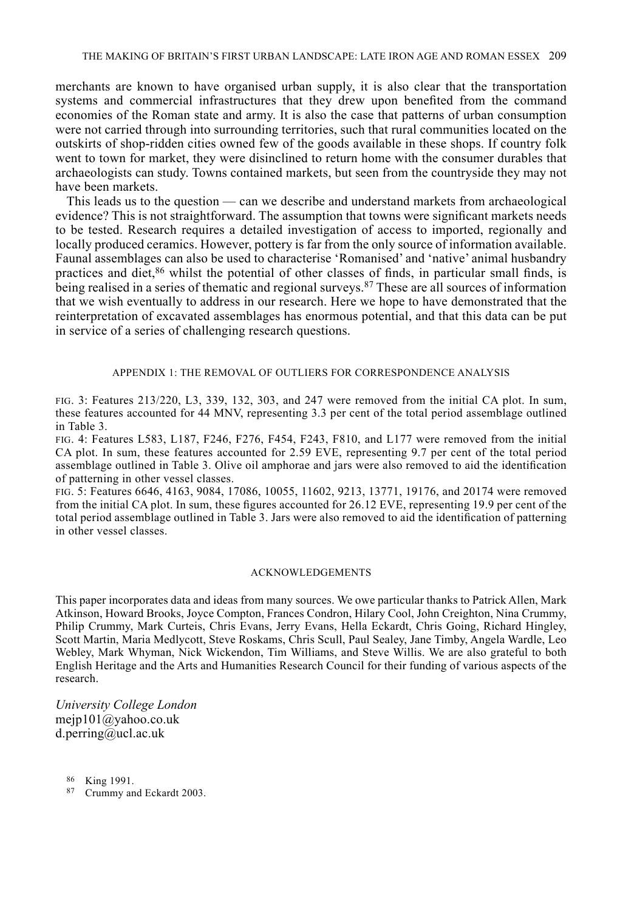merchants are known to have organised urban supply, it is also clear that the transportation systems and commercial infrastructures that they drew upon benefited from the command economies of the Roman state and army. It is also the case that patterns of urban consumption were not carried through into surrounding territories, such that rural communities located on the outskirts of shop-ridden cities owned few of the goods available in these shops. If country folk went to town for market, they were disinclined to return home with the consumer durables that archaeologists can study. Towns contained markets, but seen from the countryside they may not have been markets.

This leads us to the question — can we describe and understand markets from archaeological evidence? This is not straightforward. The assumption that towns were significant markets needs to be tested. Research requires a detailed investigation of access to imported, regionally and locally produced ceramics. However, pottery is far from the only source of information available. Faunal assemblages can also be used to characterise 'Romanised' and 'native' animal husbandry practices and diet,[86] whilst the potential of other classes of finds, in particular small finds, is being realised in a series of thematic and regional surveys.[87] These are all sources of information that we wish eventually to address in our research. Here we hope to have demonstrated that the reinterpretation of excavated assemblages has enormous potential, and that this data can be put in service of a series of challenging research questions.

## APPENDIX 1: THE REMOVAL OF OUTLIERS FOR CORRESPONDENCE ANALYSIS

FIG. 3: Features 213/220, L3, 339, 132, 303, and 247 were removed from the initial CA plot. In sum, these features accounted for 44 MNV, representing 3.3 per cent of the total period assemblage outlined in Table 3.

FIG. 4: Features L583, L187, F246, F276, F454, F243, F810, and L177 were removed from the initial CA plot. In sum, these features accounted for 2.59 EVE, representing 9.7 per cent of the total period assemblage outlined in Table 3. Olive oil amphorae and jars were also removed to aid the identification of patterning in other vessel classes.

FIG. 5: Features 6646, 4163, 9084, 17086, 10055, 11602, 9213, 13771, 19176, and 20174 were removed from the initial CA plot. In sum, these figures accounted for 26.12 EVE, representing 19.9 per cent of the total period assemblage outlined in Table 3. Jars were also removed to aid the identification of patterning in other vessel classes.

## ACKNOWLEDGEMENTS

This paper incorporates data and ideas from many sources. We owe particular thanks to Patrick Allen, Mark Atkinson, Howard Brooks, Joyce Compton, Frances Condron, Hilary Cool, John Creighton, Nina Crummy, Philip Crummy, Mark Curteis, Chris Evans, Jerry Evans, Hella Eckardt, Chris Going, Richard Hingley, Scott Martin, Maria Medlycott, Steve Roskams, Chris Scull, Paul Sealey, Jane Timby, Angela Wardle, Leo Webley, Mark Whyman, Nick Wickendon, Tim Williams, and Steve Willis. We are also grateful to both English Heritage and the Arts and Humanities Research Council for their funding of various aspects of the research.

*University College London*
mejp101@yahoo.co.uk
d.perring@ucl.ac.uk

[86] King 1991.
[87] Crummy and Eckardt 2003.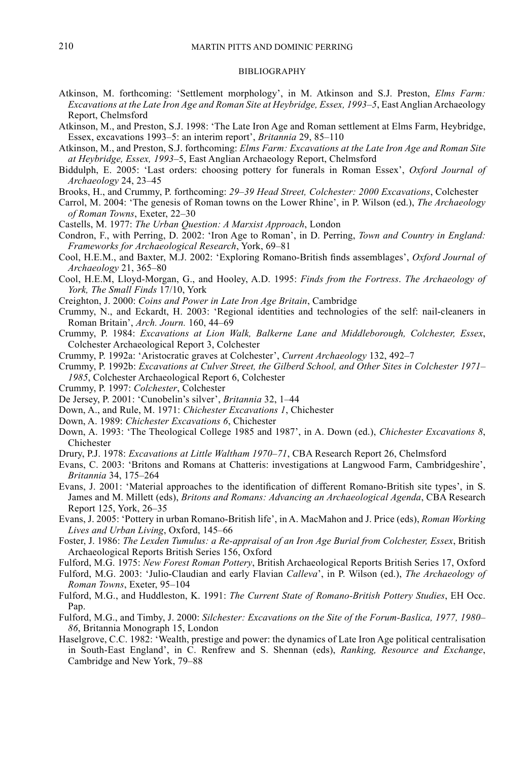## BIBLIOGRAPHY

Atkinson, M. forthcoming: 'Settlement morphology', in M. Atkinson and S.J. Preston, *Elms Farm: Excavations at the Late Iron Age and Roman Site at Heybridge, Essex, 1993–5*, East Anglian Archaeology Report, Chelmsford

Atkinson, M., and Preston, S.J. 1998: 'The Late Iron Age and Roman settlement at Elms Farm, Heybridge, Essex, excavations 1993–5: an interim report', *Britannia* 29, 85–110

Atkinson, M., and Preston, S.J. forthcoming: *Elms Farm: Excavations at the Late Iron Age and Roman Site at Heybridge, Essex, 1993–5*, East Anglian Archaeology Report, Chelmsford

Biddulph, E. 2005: 'Last orders: choosing pottery for funerals in Roman Essex', *Oxford Journal of Archaeology* 24, 23–45

Brooks, H., and Crummy, P. forthcoming: *29–39 Head Street, Colchester: 2000 Excavations*, Colchester

Carrol, M. 2004: 'The genesis of Roman towns on the Lower Rhine', in P. Wilson (ed.), *The Archaeology of Roman Towns*, Exeter, 22–30

Castells, M. 1977: *The Urban Question: A Marxist Approach*, London

Condron, F., with Perring, D. 2002: 'Iron Age to Roman', in D. Perring, *Town and Country in England: Frameworks for Archaeological Research*, York, 69–81

Cool, H.E.M., and Baxter, M.J. 2002: 'Exploring Romano-British finds assemblages', *Oxford Journal of Archaeology* 21, 365–80

Cool, H.E.M, Lloyd-Morgan, G., and Hooley, A.D. 1995: *Finds from the Fortress. The Archaeology of York, The Small Finds* 17/10, York

Creighton, J. 2000: *Coins and Power in Late Iron Age Britain*, Cambridge

Crummy, N., and Eckardt, H. 2003: 'Regional identities and technologies of the self: nail-cleaners in Roman Britain', *Arch. Journ.* 160, 44–69

Crummy, P. 1984: *Excavations at Lion Walk, Balkerne Lane and Middleborough, Colchester, Essex*, Colchester Archaeological Report 3, Colchester

Crummy, P. 1992a: 'Aristocratic graves at Colchester', *Current Archaeology* 132, 492–7

Crummy, P. 1992b: *Excavations at Culver Street, the Gilberd School, and Other Sites in Colchester 1971–1985*, Colchester Archaeological Report 6, Colchester

Crummy, P. 1997: *Colchester*, Colchester

De Jersey, P. 2001: 'Cunobelin's silver', *Britannia* 32, 1–44

Down, A., and Rule, M. 1971: *Chichester Excavations 1*, Chichester

Down, A. 1989: *Chichester Excavations 6*, Chichester

Down, A. 1993: 'The Theological College 1985 and 1987', in A. Down (ed.), *Chichester Excavations 8*, Chichester

Drury, P.J. 1978: *Excavations at Little Waltham 1970–71*, CBA Research Report 26, Chelmsford

Evans, C. 2003: 'Britons and Romans at Chatteris: investigations at Langwood Farm, Cambridgeshire', *Britannia* 34, 175–264

Evans, J. 2001: 'Material approaches to the identification of different Romano-British site types', in S. James and M. Millett (eds), *Britons and Romans: Advancing an Archaeological Agenda*, CBA Research Report 125, York, 26–35

Evans, J. 2005: 'Pottery in urban Romano-British life', in A. MacMahon and J. Price (eds), *Roman Working Lives and Urban Living*, Oxford, 145–66

Foster, J. 1986: *The Lexden Tumulus: a Re-appraisal of an Iron Age Burial from Colchester, Essex*, British Archaeological Reports British Series 156, Oxford

Fulford, M.G. 1975: *New Forest Roman Pottery*, British Archaeological Reports British Series 17, Oxford

Fulford, M.G. 2003: 'Julio-Claudian and early Flavian *Calleva*', in P. Wilson (ed.), *The Archaeology of Roman Towns*, Exeter, 95–104

Fulford, M.G., and Huddleston, K. 1991: *The Current State of Romano-British Pottery Studies*, EH Occ. Pap.

Fulford, M.G., and Timby, J. 2000: *Silchester: Excavations on the Site of the Forum-Baslica, 1977, 1980–86*, Britannia Monograph 15, London

Haselgrove, C.C. 1982: 'Wealth, prestige and power: the dynamics of Late Iron Age political centralisation in South-East England', in C. Renfrew and S. Shennan (eds), *Ranking, Resource and Exchange*, Cambridge and New York, 79–88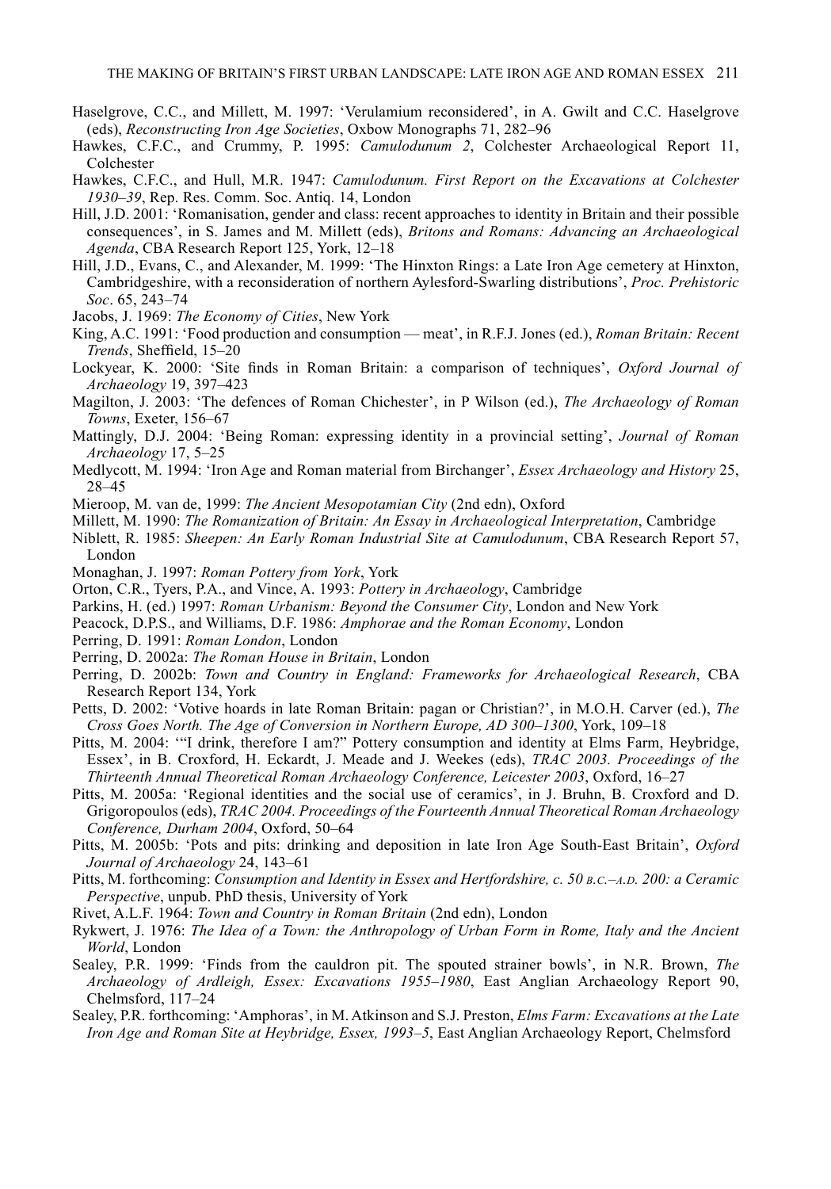Haselgrove, C.C., and Millett, M. 1997: 'Verulamium reconsidered', in A. Gwilt and C.C. Haselgrove (eds), *Reconstructing Iron Age Societies*, Oxbow Monographs 71, 282–96

Hawkes, C.F.C., and Crummy, P. 1995: *Camulodunum 2*, Colchester Archaeological Report 11, Colchester

Hawkes, C.F.C., and Hull, M.R. 1947: *Camulodunum. First Report on the Excavations at Colchester 1930–39*, Rep. Res. Comm. Soc. Antiq. 14, London

Hill, J.D. 2001: 'Romanisation, gender and class: recent approaches to identity in Britain and their possible consequences', in S. James and M. Millett (eds), *Britons and Romans: Advancing an Archaeological Agenda*, CBA Research Report 125, York, 12–18

Hill, J.D., Evans, C., and Alexander, M. 1999: 'The Hinxton Rings: a Late Iron Age cemetery at Hinxton, Cambridgeshire, with a reconsideration of northern Aylesford-Swarling distributions', *Proc. Prehistoric Soc*. 65, 243–74

Jacobs, J. 1969: *The Economy of Cities*, New York

King, A.C. 1991: 'Food production and consumption — meat', in R.F.J. Jones (ed.), *Roman Britain: Recent Trends*, Sheffield, 15–20

Lockyear, K. 2000: 'Site finds in Roman Britain: a comparison of techniques', *Oxford Journal of Archaeology* 19, 397–423

Magilton, J. 2003: 'The defences of Roman Chichester', in P Wilson (ed.), *The Archaeology of Roman Towns*, Exeter, 156–67

Mattingly, D.J. 2004: 'Being Roman: expressing identity in a provincial setting', *Journal of Roman Archaeology* 17, 5–25

Medlycott, M. 1994: 'Iron Age and Roman material from Birchanger', *Essex Archaeology and History* 25, 28–45

Mieroop, M. van de, 1999: *The Ancient Mesopotamian City* (2nd edn), Oxford

Millett, M. 1990: *The Romanization of Britain: An Essay in Archaeological Interpretation*, Cambridge

Niblett, R. 1985: *Sheepen: An Early Roman Industrial Site at Camulodunum*, CBA Research Report 57, London

Monaghan, J. 1997: *Roman Pottery from York*, York

Orton, C.R., Tyers, P.A., and Vince, A. 1993: *Pottery in Archaeology*, Cambridge

Parkins, H. (ed.) 1997: *Roman Urbanism: Beyond the Consumer City*, London and New York

Peacock, D.P.S., and Williams, D.F. 1986: *Amphorae and the Roman Economy*, London

Perring, D. 1991: *Roman London*, London

Perring, D. 2002a: *The Roman House in Britain*, London

Perring, D. 2002b: *Town and Country in England: Frameworks for Archaeological Research*, CBA Research Report 134, York

Petts, D. 2002: 'Votive hoards in late Roman Britain: pagan or Christian?', in M.O.H. Carver (ed.), *The Cross Goes North. The Age of Conversion in Northern Europe, AD 300–1300*, York, 109–18

Pitts, M. 2004: '"I drink, therefore I am?" Pottery consumption and identity at Elms Farm, Heybridge, Essex', in B. Croxford, H. Eckardt, J. Meade and J. Weekes (eds), *TRAC 2003. Proceedings of the Thirteenth Annual Theoretical Roman Archaeology Conference, Leicester 2003*, Oxford, 16–27

Pitts, M. 2005a: 'Regional identities and the social use of ceramics', in J. Bruhn, B. Croxford and D. Grigoropoulos (eds), *TRAC 2004. Proceedings of the Fourteenth Annual Theoretical Roman Archaeology Conference, Durham 2004*, Oxford, 50–64

Pitts, M. 2005b: 'Pots and pits: drinking and deposition in late Iron Age South-East Britain', *Oxford Journal of Archaeology* 24, 143–61

Pitts, M. forthcoming: *Consumption and Identity in Essex and Hertfordshire, c. 50 B.C.–A.D. 200: a Ceramic Perspective*, unpub. PhD thesis, University of York

Rivet, A.L.F. 1964: *Town and Country in Roman Britain* (2nd edn), London

Rykwert, J. 1976: *The Idea of a Town: the Anthropology of Urban Form in Rome, Italy and the Ancient World*, London

Sealey, P.R. 1999: 'Finds from the cauldron pit. The spouted strainer bowls', in N.R. Brown, *The Archaeology of Ardleigh, Essex: Excavations 1955–1980*, East Anglian Archaeology Report 90, Chelmsford, 117–24

Sealey, P.R. forthcoming: 'Amphoras', in M. Atkinson and S.J. Preston, *Elms Farm: Excavations at the Late Iron Age and Roman Site at Heybridge, Essex, 1993–5*, East Anglian Archaeology Report, Chelmsford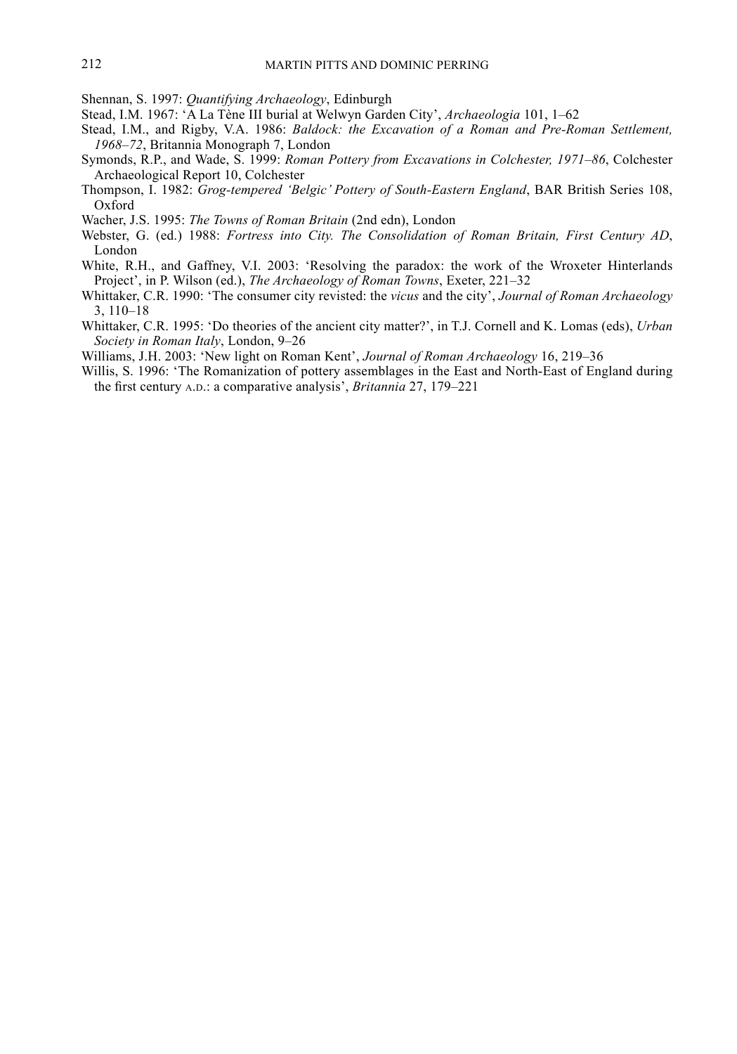Shennan, S. 1997: *Quantifying Archaeology*, Edinburgh

Stead, I.M. 1967: 'A La Tène III burial at Welwyn Garden City', *Archaeologia* 101, 1–62

Stead, I.M., and Rigby, V.A. 1986: *Baldock: the Excavation of a Roman and Pre-Roman Settlement, 1968–72*, Britannia Monograph 7, London

Symonds, R.P., and Wade, S. 1999: *Roman Pottery from Excavations in Colchester, 1971–86*, Colchester Archaeological Report 10, Colchester

Thompson, I. 1982: *Grog-tempered 'Belgic' Pottery of South-Eastern England*, BAR British Series 108, Oxford

Wacher, J.S. 1995: *The Towns of Roman Britain* (2nd edn), London

Webster, G. (ed.) 1988: *Fortress into City. The Consolidation of Roman Britain, First Century AD*, London

White, R.H., and Gaffney, V.I. 2003: 'Resolving the paradox: the work of the Wroxeter Hinterlands Project', in P. Wilson (ed.), *The Archaeology of Roman Towns*, Exeter, 221–32

Whittaker, C.R. 1990: 'The consumer city revisted: the *vicus* and the city', *Journal of Roman Archaeology* 3, 110–18

Whittaker, C.R. 1995: 'Do theories of the ancient city matter?', in T.J. Cornell and K. Lomas (eds), *Urban Society in Roman Italy*, London, 9–26

Williams, J.H. 2003: 'New light on Roman Kent', *Journal of Roman Archaeology* 16, 219–36

Willis, S. 1996: 'The Romanization of pottery assemblages in the East and North-East of England during the first century A.D.: a comparative analysis', *Britannia* 27, 179–221